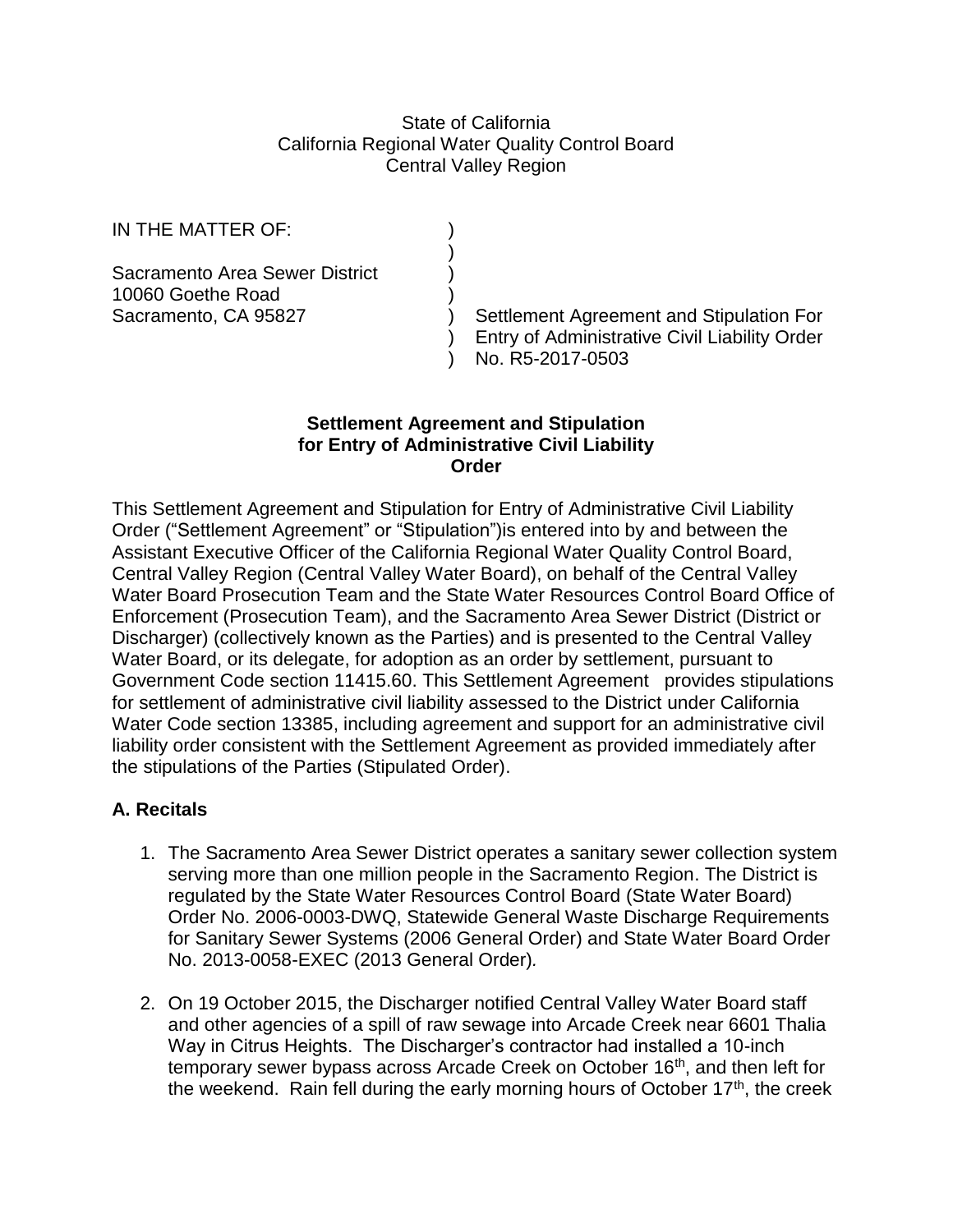State of California
California Regional Water Quality Control Board
Central Valley Region

IN THE MATTER OF:

Sacramento Area Sewer District
10060 Goethe Road
Sacramento, CA 95827

Settlement Agreement and Stipulation For Entry of Administrative Civil Liability Order No. R5-2017-0503

**Settlement Agreement and Stipulation for Entry of Administrative Civil Liability Order**

This Settlement Agreement and Stipulation for Entry of Administrative Civil Liability Order ("Settlement Agreement" or "Stipulation")is entered into by and between the Assistant Executive Officer of the California Regional Water Quality Control Board, Central Valley Region (Central Valley Water Board), on behalf of the Central Valley Water Board Prosecution Team and the State Water Resources Control Board Office of Enforcement (Prosecution Team), and the Sacramento Area Sewer District (District or Discharger) (collectively known as the Parties) and is presented to the Central Valley Water Board, or its delegate, for adoption as an order by settlement, pursuant to Government Code section 11415.60. This Settlement Agreement provides stipulations for settlement of administrative civil liability assessed to the District under California Water Code section 13385, including agreement and support for an administrative civil liability order consistent with the Settlement Agreement as provided immediately after the stipulations of the Parties (Stipulated Order).

## A. Recitals

1. The Sacramento Area Sewer District operates a sanitary sewer collection system serving more than one million people in the Sacramento Region. The District is regulated by the State Water Resources Control Board (State Water Board) Order No. 2006-0003-DWQ, Statewide General Waste Discharge Requirements for Sanitary Sewer Systems (2006 General Order) and State Water Board Order No. 2013-0058-EXEC (2013 General Order).

2. On 19 October 2015, the Discharger notified Central Valley Water Board staff and other agencies of a spill of raw sewage into Arcade Creek near 6601 Thalia Way in Citrus Heights. The Discharger's contractor had installed a 10-inch temporary sewer bypass across Arcade Creek on October 16th, and then left for the weekend. Rain fell during the early morning hours of October 17th, the creek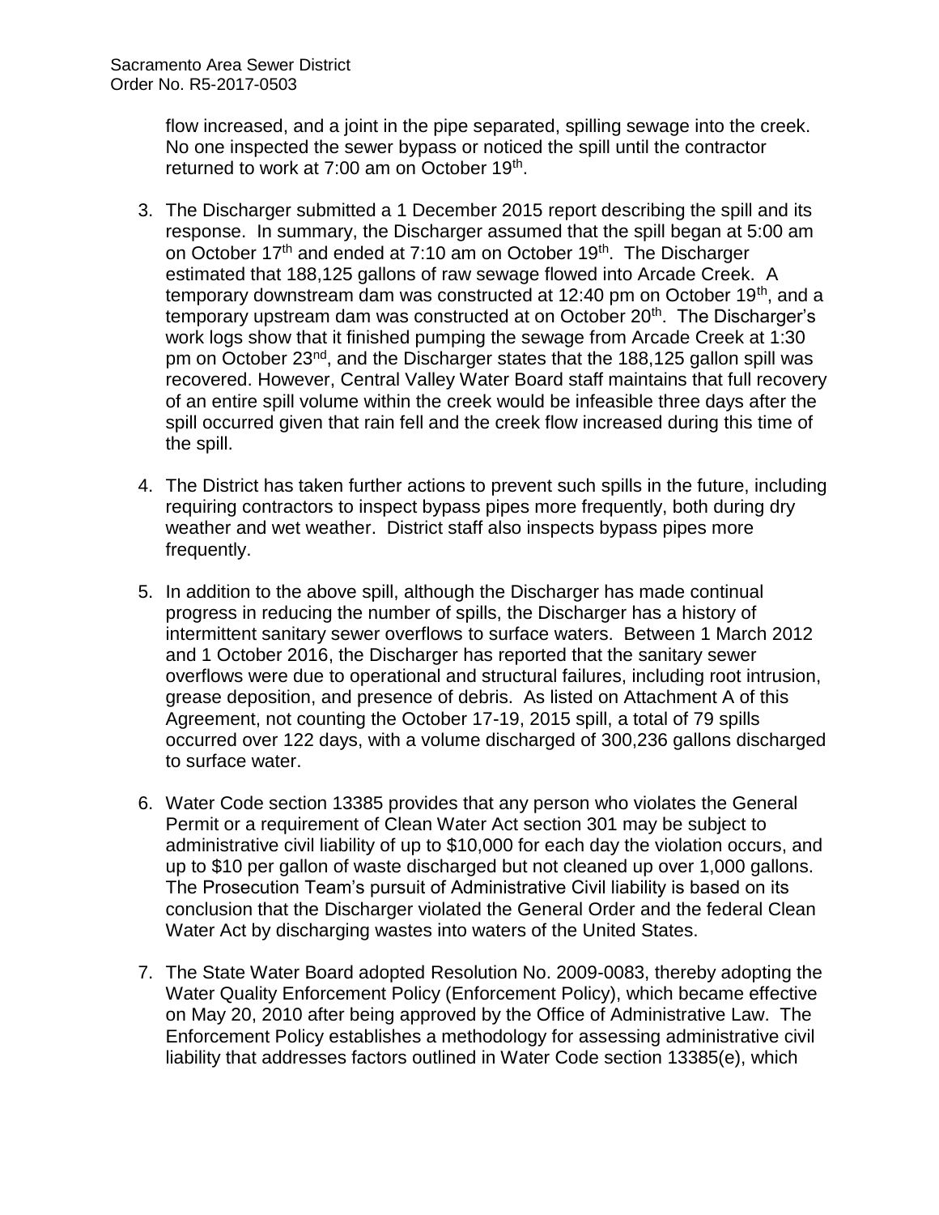flow increased, and a joint in the pipe separated, spilling sewage into the creek. No one inspected the sewer bypass or noticed the spill until the contractor returned to work at 7:00 am on October 19th.

3. The Discharger submitted a 1 December 2015 report describing the spill and its response. In summary, the Discharger assumed that the spill began at 5:00 am on October 17th and ended at 7:10 am on October 19th. The Discharger estimated that 188,125 gallons of raw sewage flowed into Arcade Creek. A temporary downstream dam was constructed at 12:40 pm on October 19th, and a temporary upstream dam was constructed at on October 20th. The Discharger's work logs show that it finished pumping the sewage from Arcade Creek at 1:30 pm on October 23rd, and the Discharger states that the 188,125 gallon spill was recovered. However, Central Valley Water Board staff maintains that full recovery of an entire spill volume within the creek would be infeasible three days after the spill occurred given that rain fell and the creek flow increased during this time of the spill.

4. The District has taken further actions to prevent such spills in the future, including requiring contractors to inspect bypass pipes more frequently, both during dry weather and wet weather. District staff also inspects bypass pipes more frequently.

5. In addition to the above spill, although the Discharger has made continual progress in reducing the number of spills, the Discharger has a history of intermittent sanitary sewer overflows to surface waters. Between 1 March 2012 and 1 October 2016, the Discharger has reported that the sanitary sewer overflows were due to operational and structural failures, including root intrusion, grease deposition, and presence of debris. As listed on Attachment A of this Agreement, not counting the October 17-19, 2015 spill, a total of 79 spills occurred over 122 days, with a volume discharged of 300,236 gallons discharged to surface water.

6. Water Code section 13385 provides that any person who violates the General Permit or a requirement of Clean Water Act section 301 may be subject to administrative civil liability of up to $10,000 for each day the violation occurs, and up to $10 per gallon of waste discharged but not cleaned up over 1,000 gallons. The Prosecution Team's pursuit of Administrative Civil liability is based on its conclusion that the Discharger violated the General Order and the federal Clean Water Act by discharging wastes into waters of the United States.

7. The State Water Board adopted Resolution No. 2009-0083, thereby adopting the Water Quality Enforcement Policy (Enforcement Policy), which became effective on May 20, 2010 after being approved by the Office of Administrative Law. The Enforcement Policy establishes a methodology for assessing administrative civil liability that addresses factors outlined in Water Code section 13385(e), which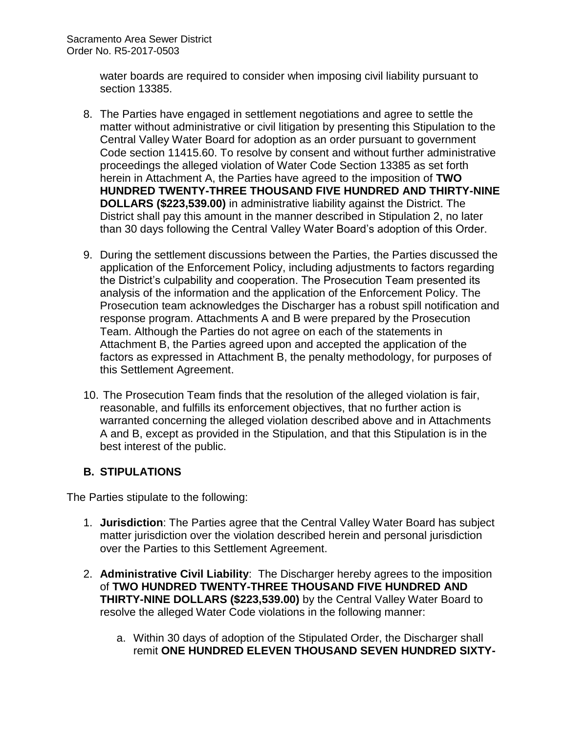water boards are required to consider when imposing civil liability pursuant to section 13385.

8. The Parties have engaged in settlement negotiations and agree to settle the matter without administrative or civil litigation by presenting this Stipulation to the Central Valley Water Board for adoption as an order pursuant to government Code section 11415.60. To resolve by consent and without further administrative proceedings the alleged violation of Water Code Section 13385 as set forth herein in Attachment A, the Parties have agreed to the imposition of **TWO HUNDRED TWENTY-THREE THOUSAND FIVE HUNDRED AND THIRTY-NINE DOLLARS ($223,539.00)** in administrative liability against the District. The District shall pay this amount in the manner described in Stipulation 2, no later than 30 days following the Central Valley Water Board's adoption of this Order.

9. During the settlement discussions between the Parties, the Parties discussed the application of the Enforcement Policy, including adjustments to factors regarding the District's culpability and cooperation. The Prosecution Team presented its analysis of the information and the application of the Enforcement Policy. The Prosecution team acknowledges the Discharger has a robust spill notification and response program. Attachments A and B were prepared by the Prosecution Team. Although the Parties do not agree on each of the statements in Attachment B, the Parties agreed upon and accepted the application of the factors as expressed in Attachment B, the penalty methodology, for purposes of this Settlement Agreement.

10. The Prosecution Team finds that the resolution of the alleged violation is fair, reasonable, and fulfills its enforcement objectives, that no further action is warranted concerning the alleged violation described above and in Attachments A and B, except as provided in the Stipulation, and that this Stipulation is in the best interest of the public.

## B. STIPULATIONS

The Parties stipulate to the following:

1. **Jurisdiction**: The Parties agree that the Central Valley Water Board has subject matter jurisdiction over the violation described herein and personal jurisdiction over the Parties to this Settlement Agreement.

2. **Administrative Civil Liability**: The Discharger hereby agrees to the imposition of **TWO HUNDRED TWENTY-THREE THOUSAND FIVE HUNDRED AND THIRTY-NINE DOLLARS ($223,539.00)** by the Central Valley Water Board to resolve the alleged Water Code violations in the following manner:

   a. Within 30 days of adoption of the Stipulated Order, the Discharger shall remit **ONE HUNDRED ELEVEN THOUSAND SEVEN HUNDRED SIXTY-**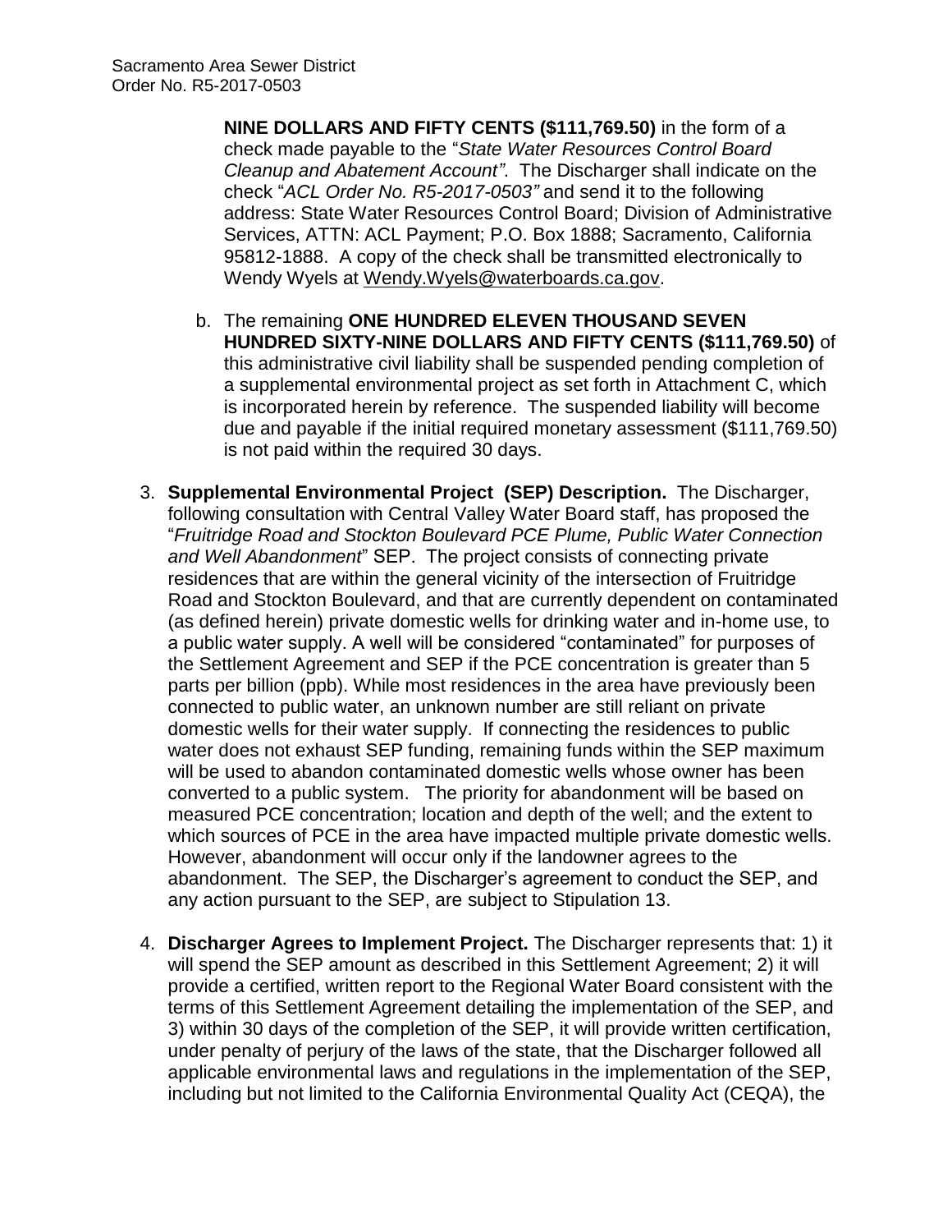**NINE DOLLARS AND FIFTY CENTS ($111,769.50)** in the form of a check made payable to the "*State Water Resources Control Board Cleanup and Abatement Account"*. The Discharger shall indicate on the check "*ACL Order No. R5-2017-0503"* and send it to the following address: State Water Resources Control Board; Division of Administrative Services, ATTN: ACL Payment; P.O. Box 1888; Sacramento, California 95812-1888. A copy of the check shall be transmitted electronically to Wendy Wyels at Wendy.Wyels@waterboards.ca.gov.

b. The remaining **ONE HUNDRED ELEVEN THOUSAND SEVEN HUNDRED SIXTY-NINE DOLLARS AND FIFTY CENTS ($111,769.50)** of this administrative civil liability shall be suspended pending completion of a supplemental environmental project as set forth in Attachment C, which is incorporated herein by reference. The suspended liability will become due and payable if the initial required monetary assessment ($111,769.50) is not paid within the required 30 days.

3. **Supplemental Environmental Project (SEP) Description.** The Discharger, following consultation with Central Valley Water Board staff, has proposed the "*Fruitridge Road and Stockton Boulevard PCE Plume, Public Water Connection and Well Abandonment*" SEP. The project consists of connecting private residences that are within the general vicinity of the intersection of Fruitridge Road and Stockton Boulevard, and that are currently dependent on contaminated (as defined herein) private domestic wells for drinking water and in-home use, to a public water supply. A well will be considered "contaminated" for purposes of the Settlement Agreement and SEP if the PCE concentration is greater than 5 parts per billion (ppb). While most residences in the area have previously been connected to public water, an unknown number are still reliant on private domestic wells for their water supply. If connecting the residences to public water does not exhaust SEP funding, remaining funds within the SEP maximum will be used to abandon contaminated domestic wells whose owner has been converted to a public system. The priority for abandonment will be based on measured PCE concentration; location and depth of the well; and the extent to which sources of PCE in the area have impacted multiple private domestic wells. However, abandonment will occur only if the landowner agrees to the abandonment. The SEP, the Discharger's agreement to conduct the SEP, and any action pursuant to the SEP, are subject to Stipulation 13.

4. **Discharger Agrees to Implement Project.** The Discharger represents that: 1) it will spend the SEP amount as described in this Settlement Agreement; 2) it will provide a certified, written report to the Regional Water Board consistent with the terms of this Settlement Agreement detailing the implementation of the SEP, and 3) within 30 days of the completion of the SEP, it will provide written certification, under penalty of perjury of the laws of the state, that the Discharger followed all applicable environmental laws and regulations in the implementation of the SEP, including but not limited to the California Environmental Quality Act (CEQA), the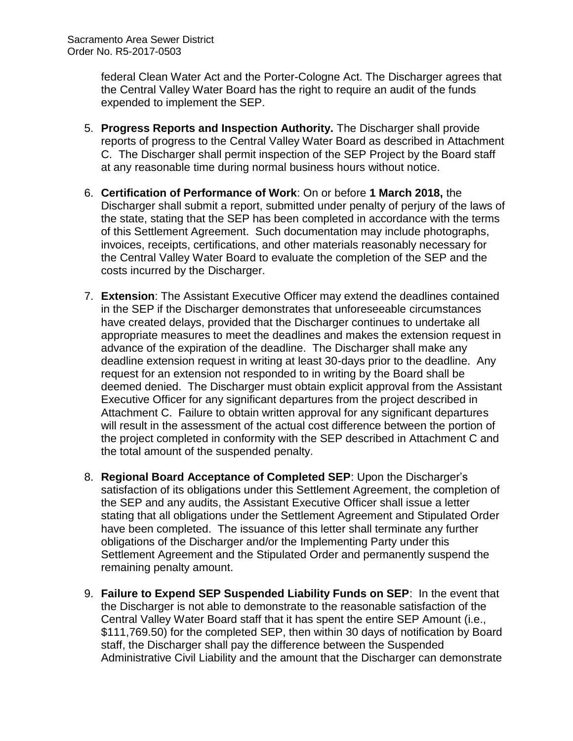federal Clean Water Act and the Porter-Cologne Act. The Discharger agrees that the Central Valley Water Board has the right to require an audit of the funds expended to implement the SEP.

5. **Progress Reports and Inspection Authority.** The Discharger shall provide reports of progress to the Central Valley Water Board as described in Attachment C. The Discharger shall permit inspection of the SEP Project by the Board staff at any reasonable time during normal business hours without notice.

6. **Certification of Performance of Work**: On or before **1 March 2018,** the Discharger shall submit a report, submitted under penalty of perjury of the laws of the state, stating that the SEP has been completed in accordance with the terms of this Settlement Agreement. Such documentation may include photographs, invoices, receipts, certifications, and other materials reasonably necessary for the Central Valley Water Board to evaluate the completion of the SEP and the costs incurred by the Discharger.

7. **Extension**: The Assistant Executive Officer may extend the deadlines contained in the SEP if the Discharger demonstrates that unforeseeable circumstances have created delays, provided that the Discharger continues to undertake all appropriate measures to meet the deadlines and makes the extension request in advance of the expiration of the deadline. The Discharger shall make any deadline extension request in writing at least 30-days prior to the deadline. Any request for an extension not responded to in writing by the Board shall be deemed denied. The Discharger must obtain explicit approval from the Assistant Executive Officer for any significant departures from the project described in Attachment C. Failure to obtain written approval for any significant departures will result in the assessment of the actual cost difference between the portion of the project completed in conformity with the SEP described in Attachment C and the total amount of the suspended penalty.

8. **Regional Board Acceptance of Completed SEP**: Upon the Discharger's satisfaction of its obligations under this Settlement Agreement, the completion of the SEP and any audits, the Assistant Executive Officer shall issue a letter stating that all obligations under the Settlement Agreement and Stipulated Order have been completed. The issuance of this letter shall terminate any further obligations of the Discharger and/or the Implementing Party under this Settlement Agreement and the Stipulated Order and permanently suspend the remaining penalty amount.

9. **Failure to Expend SEP Suspended Liability Funds on SEP**: In the event that the Discharger is not able to demonstrate to the reasonable satisfaction of the Central Valley Water Board staff that it has spent the entire SEP Amount (i.e., \$111,769.50) for the completed SEP, then within 30 days of notification by Board staff, the Discharger shall pay the difference between the Suspended Administrative Civil Liability and the amount that the Discharger can demonstrate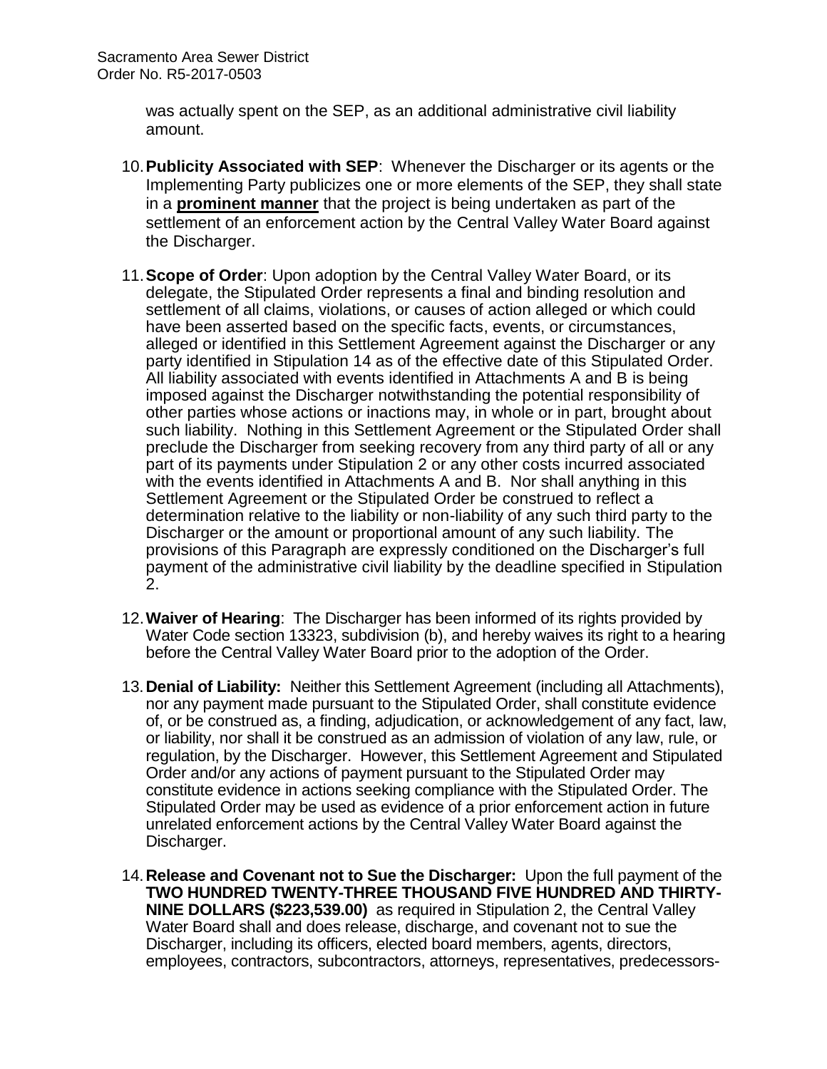was actually spent on the SEP, as an additional administrative civil liability amount.

10. **Publicity Associated with SEP**: Whenever the Discharger or its agents or the Implementing Party publicizes one or more elements of the SEP, they shall state in a **prominent manner** that the project is being undertaken as part of the settlement of an enforcement action by the Central Valley Water Board against the Discharger.

11. **Scope of Order**: Upon adoption by the Central Valley Water Board, or its delegate, the Stipulated Order represents a final and binding resolution and settlement of all claims, violations, or causes of action alleged or which could have been asserted based on the specific facts, events, or circumstances, alleged or identified in this Settlement Agreement against the Discharger or any party identified in Stipulation 14 as of the effective date of this Stipulated Order. All liability associated with events identified in Attachments A and B is being imposed against the Discharger notwithstanding the potential responsibility of other parties whose actions or inactions may, in whole or in part, brought about such liability. Nothing in this Settlement Agreement or the Stipulated Order shall preclude the Discharger from seeking recovery from any third party of all or any part of its payments under Stipulation 2 or any other costs incurred associated with the events identified in Attachments A and B. Nor shall anything in this Settlement Agreement or the Stipulated Order be construed to reflect a determination relative to the liability or non-liability of any such third party to the Discharger or the amount or proportional amount of any such liability. The provisions of this Paragraph are expressly conditioned on the Discharger's full payment of the administrative civil liability by the deadline specified in Stipulation 2.

12. **Waiver of Hearing**: The Discharger has been informed of its rights provided by Water Code section 13323, subdivision (b), and hereby waives its right to a hearing before the Central Valley Water Board prior to the adoption of the Order.

13. **Denial of Liability:** Neither this Settlement Agreement (including all Attachments), nor any payment made pursuant to the Stipulated Order, shall constitute evidence of, or be construed as, a finding, adjudication, or acknowledgement of any fact, law, or liability, nor shall it be construed as an admission of violation of any law, rule, or regulation, by the Discharger. However, this Settlement Agreement and Stipulated Order and/or any actions of payment pursuant to the Stipulated Order may constitute evidence in actions seeking compliance with the Stipulated Order. The Stipulated Order may be used as evidence of a prior enforcement action in future unrelated enforcement actions by the Central Valley Water Board against the Discharger.

14. **Release and Covenant not to Sue the Discharger:** Upon the full payment of the **TWO HUNDRED TWENTY-THREE THOUSAND FIVE HUNDRED AND THIRTY-NINE DOLLARS ($223,539.00)** as required in Stipulation 2, the Central Valley Water Board shall and does release, discharge, and covenant not to sue the Discharger, including its officers, elected board members, agents, directors, employees, contractors, subcontractors, attorneys, representatives, predecessors-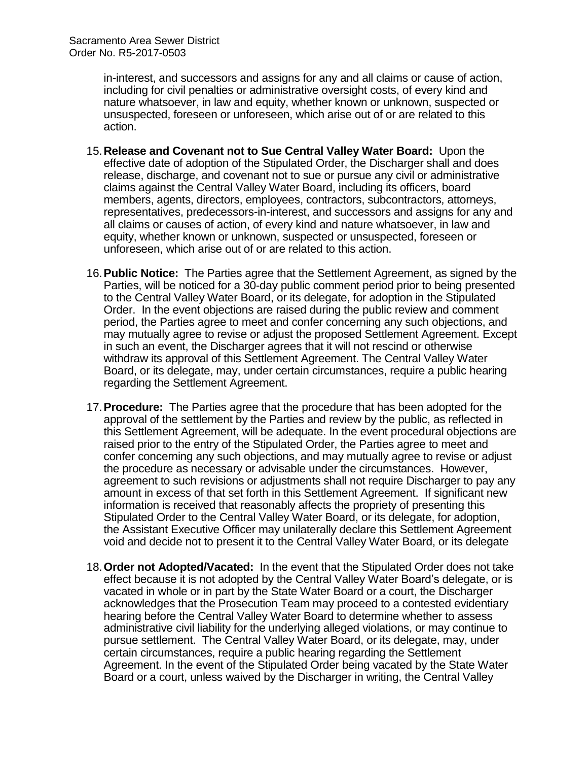in-interest, and successors and assigns for any and all claims or cause of action, including for civil penalties or administrative oversight costs, of every kind and nature whatsoever, in law and equity, whether known or unknown, suspected or unsuspected, foreseen or unforeseen, which arise out of or are related to this action.

15. **Release and Covenant not to Sue Central Valley Water Board:** Upon the effective date of adoption of the Stipulated Order, the Discharger shall and does release, discharge, and covenant not to sue or pursue any civil or administrative claims against the Central Valley Water Board, including its officers, board members, agents, directors, employees, contractors, subcontractors, attorneys, representatives, predecessors-in-interest, and successors and assigns for any and all claims or causes of action, of every kind and nature whatsoever, in law and equity, whether known or unknown, suspected or unsuspected, foreseen or unforeseen, which arise out of or are related to this action.

16. **Public Notice:** The Parties agree that the Settlement Agreement, as signed by the Parties, will be noticed for a 30-day public comment period prior to being presented to the Central Valley Water Board, or its delegate, for adoption in the Stipulated Order. In the event objections are raised during the public review and comment period, the Parties agree to meet and confer concerning any such objections, and may mutually agree to revise or adjust the proposed Settlement Agreement. Except in such an event, the Discharger agrees that it will not rescind or otherwise withdraw its approval of this Settlement Agreement. The Central Valley Water Board, or its delegate, may, under certain circumstances, require a public hearing regarding the Settlement Agreement.

17. **Procedure:** The Parties agree that the procedure that has been adopted for the approval of the settlement by the Parties and review by the public, as reflected in this Settlement Agreement, will be adequate. In the event procedural objections are raised prior to the entry of the Stipulated Order, the Parties agree to meet and confer concerning any such objections, and may mutually agree to revise or adjust the procedure as necessary or advisable under the circumstances. However, agreement to such revisions or adjustments shall not require Discharger to pay any amount in excess of that set forth in this Settlement Agreement. If significant new information is received that reasonably affects the propriety of presenting this Stipulated Order to the Central Valley Water Board, or its delegate, for adoption, the Assistant Executive Officer may unilaterally declare this Settlement Agreement void and decide not to present it to the Central Valley Water Board, or its delegate

18. **Order not Adopted/Vacated:** In the event that the Stipulated Order does not take effect because it is not adopted by the Central Valley Water Board's delegate, or is vacated in whole or in part by the State Water Board or a court, the Discharger acknowledges that the Prosecution Team may proceed to a contested evidentiary hearing before the Central Valley Water Board to determine whether to assess administrative civil liability for the underlying alleged violations, or may continue to pursue settlement. The Central Valley Water Board, or its delegate, may, under certain circumstances, require a public hearing regarding the Settlement Agreement. In the event of the Stipulated Order being vacated by the State Water Board or a court, unless waived by the Discharger in writing, the Central Valley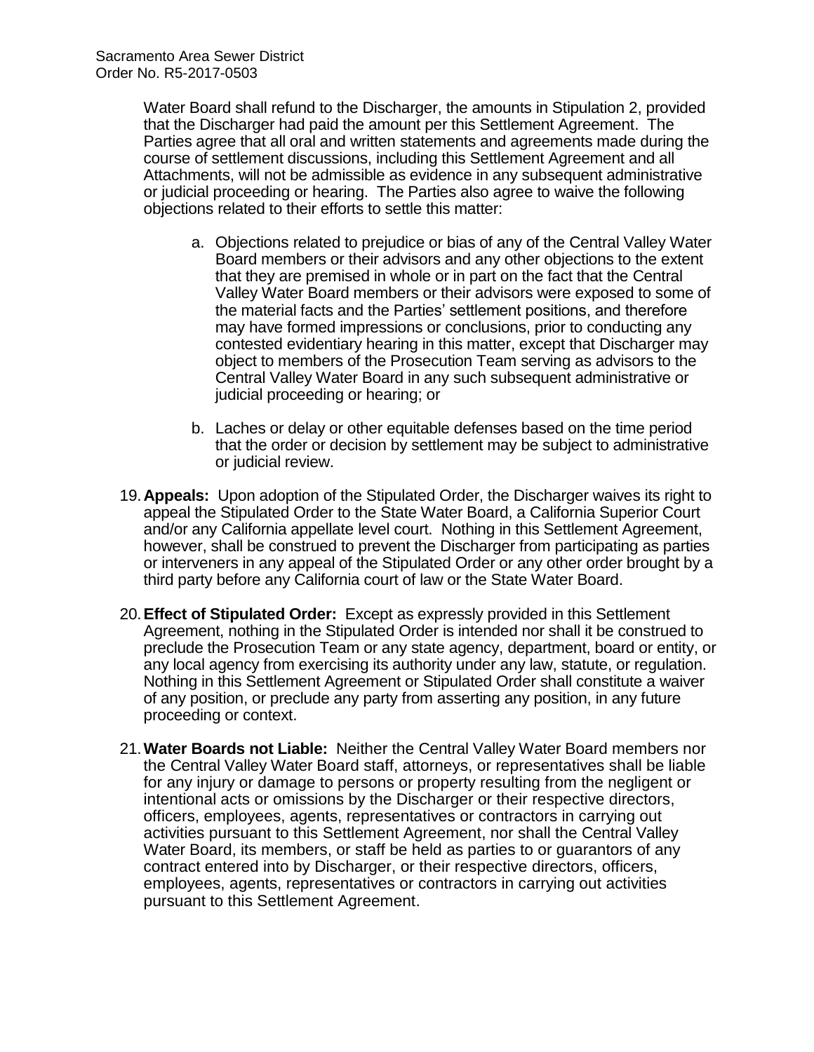Water Board shall refund to the Discharger, the amounts in Stipulation 2, provided that the Discharger had paid the amount per this Settlement Agreement. The Parties agree that all oral and written statements and agreements made during the course of settlement discussions, including this Settlement Agreement and all Attachments, will not be admissible as evidence in any subsequent administrative or judicial proceeding or hearing. The Parties also agree to waive the following objections related to their efforts to settle this matter:

a. Objections related to prejudice or bias of any of the Central Valley Water Board members or their advisors and any other objections to the extent that they are premised in whole or in part on the fact that the Central Valley Water Board members or their advisors were exposed to some of the material facts and the Parties' settlement positions, and therefore may have formed impressions or conclusions, prior to conducting any contested evidentiary hearing in this matter, except that Discharger may object to members of the Prosecution Team serving as advisors to the Central Valley Water Board in any such subsequent administrative or judicial proceeding or hearing; or

b. Laches or delay or other equitable defenses based on the time period that the order or decision by settlement may be subject to administrative or judicial review.

19. **Appeals:** Upon adoption of the Stipulated Order, the Discharger waives its right to appeal the Stipulated Order to the State Water Board, a California Superior Court and/or any California appellate level court. Nothing in this Settlement Agreement, however, shall be construed to prevent the Discharger from participating as parties or interveners in any appeal of the Stipulated Order or any other order brought by a third party before any California court of law or the State Water Board.

20. **Effect of Stipulated Order:** Except as expressly provided in this Settlement Agreement, nothing in the Stipulated Order is intended nor shall it be construed to preclude the Prosecution Team or any state agency, department, board or entity, or any local agency from exercising its authority under any law, statute, or regulation. Nothing in this Settlement Agreement or Stipulated Order shall constitute a waiver of any position, or preclude any party from asserting any position, in any future proceeding or context.

21. **Water Boards not Liable:** Neither the Central Valley Water Board members nor the Central Valley Water Board staff, attorneys, or representatives shall be liable for any injury or damage to persons or property resulting from the negligent or intentional acts or omissions by the Discharger or their respective directors, officers, employees, agents, representatives or contractors in carrying out activities pursuant to this Settlement Agreement, nor shall the Central Valley Water Board, its members, or staff be held as parties to or guarantors of any contract entered into by Discharger, or their respective directors, officers, employees, agents, representatives or contractors in carrying out activities pursuant to this Settlement Agreement.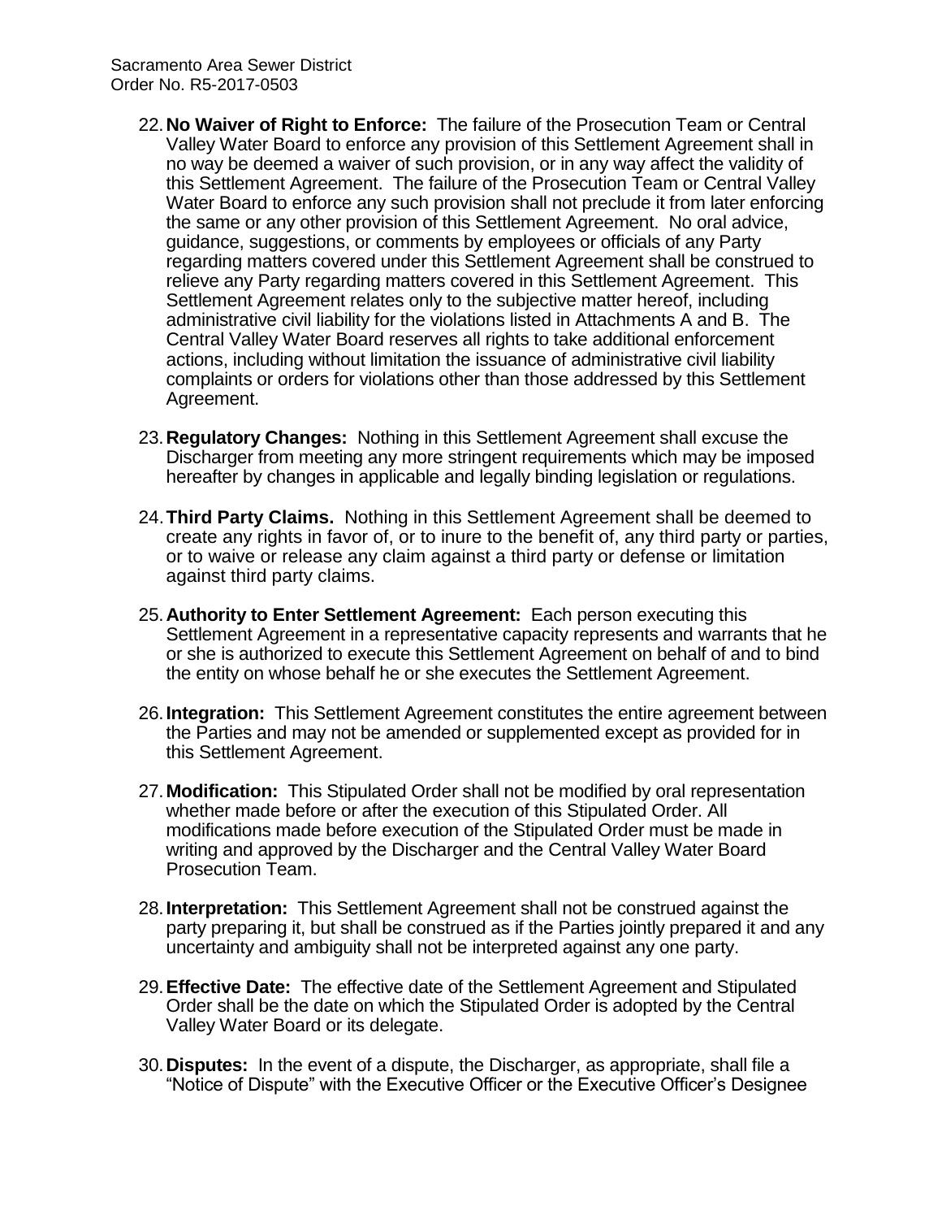22. **No Waiver of Right to Enforce:** The failure of the Prosecution Team or Central Valley Water Board to enforce any provision of this Settlement Agreement shall in no way be deemed a waiver of such provision, or in any way affect the validity of this Settlement Agreement. The failure of the Prosecution Team or Central Valley Water Board to enforce any such provision shall not preclude it from later enforcing the same or any other provision of this Settlement Agreement. No oral advice, guidance, suggestions, or comments by employees or officials of any Party regarding matters covered under this Settlement Agreement shall be construed to relieve any Party regarding matters covered in this Settlement Agreement. This Settlement Agreement relates only to the subjective matter hereof, including administrative civil liability for the violations listed in Attachments A and B. The Central Valley Water Board reserves all rights to take additional enforcement actions, including without limitation the issuance of administrative civil liability complaints or orders for violations other than those addressed by this Settlement Agreement.

23. **Regulatory Changes:** Nothing in this Settlement Agreement shall excuse the Discharger from meeting any more stringent requirements which may be imposed hereafter by changes in applicable and legally binding legislation or regulations.

24. **Third Party Claims.** Nothing in this Settlement Agreement shall be deemed to create any rights in favor of, or to inure to the benefit of, any third party or parties, or to waive or release any claim against a third party or defense or limitation against third party claims.

25. **Authority to Enter Settlement Agreement:** Each person executing this Settlement Agreement in a representative capacity represents and warrants that he or she is authorized to execute this Settlement Agreement on behalf of and to bind the entity on whose behalf he or she executes the Settlement Agreement.

26. **Integration:** This Settlement Agreement constitutes the entire agreement between the Parties and may not be amended or supplemented except as provided for in this Settlement Agreement.

27. **Modification:** This Stipulated Order shall not be modified by oral representation whether made before or after the execution of this Stipulated Order. All modifications made before execution of the Stipulated Order must be made in writing and approved by the Discharger and the Central Valley Water Board Prosecution Team.

28. **Interpretation:** This Settlement Agreement shall not be construed against the party preparing it, but shall be construed as if the Parties jointly prepared it and any uncertainty and ambiguity shall not be interpreted against any one party.

29. **Effective Date:** The effective date of the Settlement Agreement and Stipulated Order shall be the date on which the Stipulated Order is adopted by the Central Valley Water Board or its delegate.

30. **Disputes:** In the event of a dispute, the Discharger, as appropriate, shall file a "Notice of Dispute" with the Executive Officer or the Executive Officer's Designee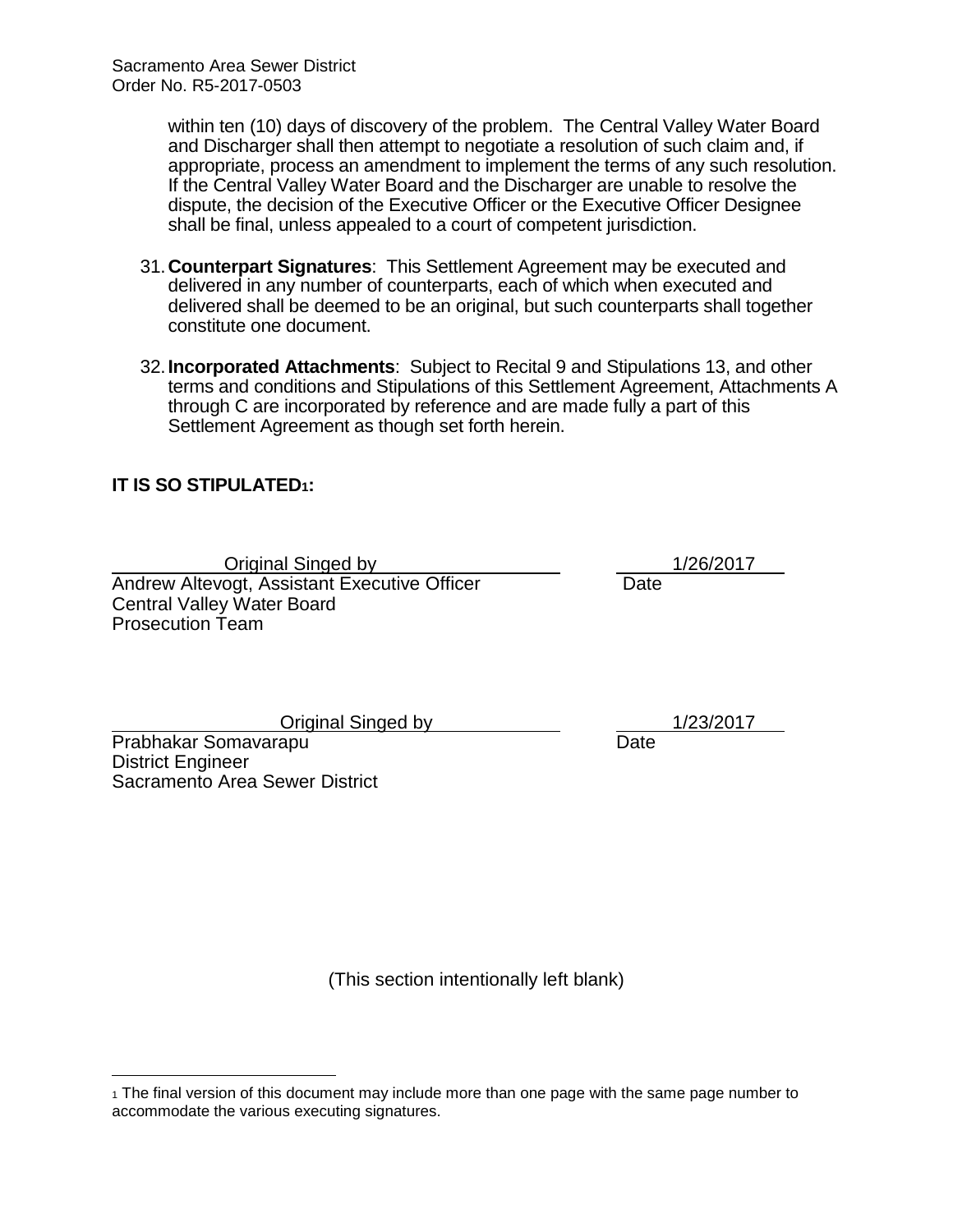within ten (10) days of discovery of the problem. The Central Valley Water Board and Discharger shall then attempt to negotiate a resolution of such claim and, if appropriate, process an amendment to implement the terms of any such resolution. If the Central Valley Water Board and the Discharger are unable to resolve the dispute, the decision of the Executive Officer or the Executive Officer Designee shall be final, unless appealed to a court of competent jurisdiction.

31. **Counterpart Signatures**: This Settlement Agreement may be executed and delivered in any number of counterparts, each of which when executed and delivered shall be deemed to be an original, but such counterparts shall together constitute one document.

32. **Incorporated Attachments**: Subject to Recital 9 and Stipulations 13, and other terms and conditions and Stipulations of this Settlement Agreement, Attachments A through C are incorporated by reference and are made fully a part of this Settlement Agreement as though set forth herein.

**IT IS SO STIPULATED[1]:**

Original Singed by — 1/26/2017

Andrew Altevogt, Assistant Executive Officer — Date
Central Valley Water Board
Prosecution Team

Original Singed by — 1/23/2017

Prabhakar Somavarapu — Date
District Engineer
Sacramento Area Sewer District

(This section intentionally left blank)

[1] The final version of this document may include more than one page with the same page number to accommodate the various executing signatures.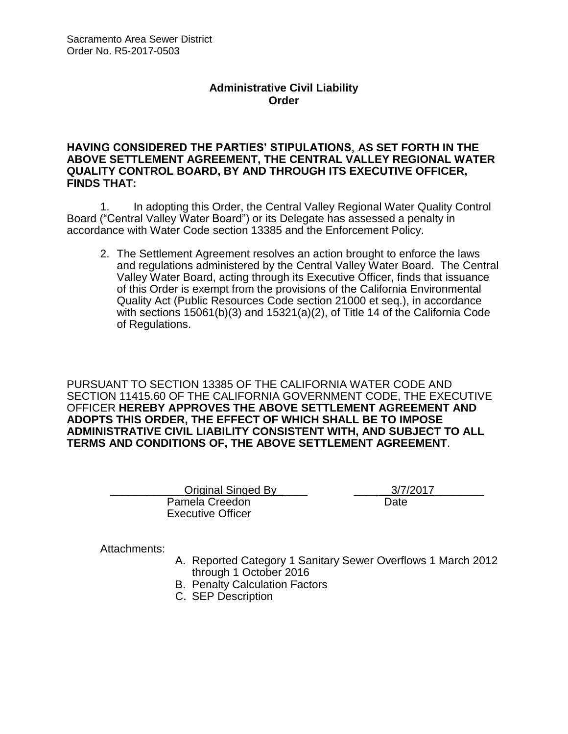Sacramento Area Sewer District
Order No. R5-2017-0503

## Administrative Civil Liability Order

**HAVING CONSIDERED THE PARTIES' STIPULATIONS, AS SET FORTH IN THE ABOVE SETTLEMENT AGREEMENT, THE CENTRAL VALLEY REGIONAL WATER QUALITY CONTROL BOARD, BY AND THROUGH ITS EXECUTIVE OFFICER, FINDS THAT:**

1. In adopting this Order, the Central Valley Regional Water Quality Control Board ("Central Valley Water Board") or its Delegate has assessed a penalty in accordance with Water Code section 13385 and the Enforcement Policy.

2. The Settlement Agreement resolves an action brought to enforce the laws and regulations administered by the Central Valley Water Board. The Central Valley Water Board, acting through its Executive Officer, finds that issuance of this Order is exempt from the provisions of the California Environmental Quality Act (Public Resources Code section 21000 et seq.), in accordance with sections 15061(b)(3) and 15321(a)(2), of Title 14 of the California Code of Regulations.

PURSUANT TO SECTION 13385 OF THE CALIFORNIA WATER CODE AND SECTION 11415.60 OF THE CALIFORNIA GOVERNMENT CODE, THE EXECUTIVE OFFICER **HEREBY APPROVES THE ABOVE SETTLEMENT AGREEMENT AND ADOPTS THIS ORDER, THE EFFECT OF WHICH SHALL BE TO IMPOSE ADMINISTRATIVE CIVIL LIABILITY CONSISTENT WITH, AND SUBJECT TO ALL TERMS AND CONDITIONS OF, THE ABOVE SETTLEMENT AGREEMENT**.

Original Singed By
Pamela Creedon
Executive Officer

3/7/2017
Date

Attachments:

A. Reported Category 1 Sanitary Sewer Overflows 1 March 2012 through 1 October 2016
B. Penalty Calculation Factors
C. SEP Description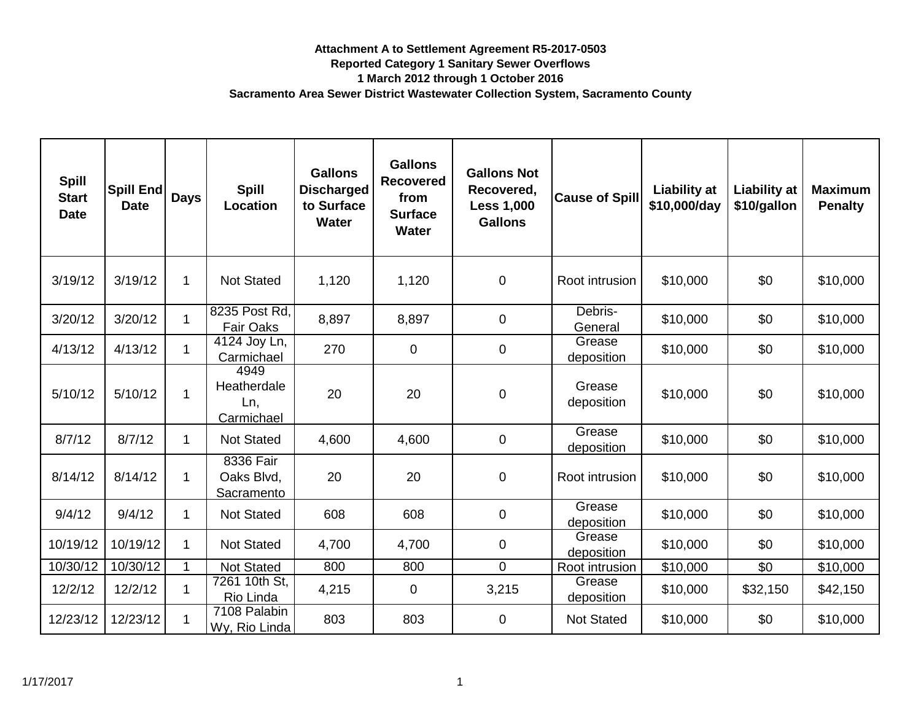**Attachment A to Settlement Agreement R5-2017-0503**

**Reported Category 1 Sanitary Sewer Overflows**

**1 March 2012 through 1 October 2016**

**Sacramento Area Sewer District Wastewater Collection System, Sacramento County**

| Spill Start Date | Spill End Date | Days | Spill Location | Gallons Discharged to Surface Water | Gallons Recovered from Surface Water | Gallons Not Recovered, Less 1,000 Gallons | Cause of Spill | Liability at $10,000/day | Liability at $10/gallon | Maximum Penalty |
|---|---|---|---|---|---|---|---|---|---|---|
| 3/19/12 | 3/19/12 | 1 | Not Stated | 1,120 | 1,120 | 0 | Root intrusion | $10,000 | $0 | $10,000 |
| 3/20/12 | 3/20/12 | 1 | 8235 Post Rd, Fair Oaks | 8,897 | 8,897 | 0 | Debris-General | $10,000 | $0 | $10,000 |
| 4/13/12 | 4/13/12 | 1 | 4124 Joy Ln, Carmichael | 270 | 0 | 0 | Grease deposition | $10,000 | $0 | $10,000 |
| 5/10/12 | 5/10/12 | 1 | 4949 Heatherdale Ln, Carmichael | 20 | 20 | 0 | Grease deposition | $10,000 | $0 | $10,000 |
| 8/7/12 | 8/7/12 | 1 | Not Stated | 4,600 | 4,600 | 0 | Grease deposition | $10,000 | $0 | $10,000 |
| 8/14/12 | 8/14/12 | 1 | 8336 Fair Oaks Blvd, Sacramento | 20 | 20 | 0 | Root intrusion | $10,000 | $0 | $10,000 |
| 9/4/12 | 9/4/12 | 1 | Not Stated | 608 | 608 | 0 | Grease deposition | $10,000 | $0 | $10,000 |
| 10/19/12 | 10/19/12 | 1 | Not Stated | 4,700 | 4,700 | 0 | Grease deposition | $10,000 | $0 | $10,000 |
| 10/30/12 | 10/30/12 | 1 | Not Stated | 800 | 800 | 0 | Root intrusion | $10,000 | $0 | $10,000 |
| 12/2/12 | 12/2/12 | 1 | 7261 10th St, Rio Linda | 4,215 | 0 | 3,215 | Grease deposition | $10,000 | $32,150 | $42,150 |
| 12/23/12 | 12/23/12 | 1 | 7108 Palabin Wy, Rio Linda | 803 | 803 | 0 | Not Stated | $10,000 | $0 | $10,000 |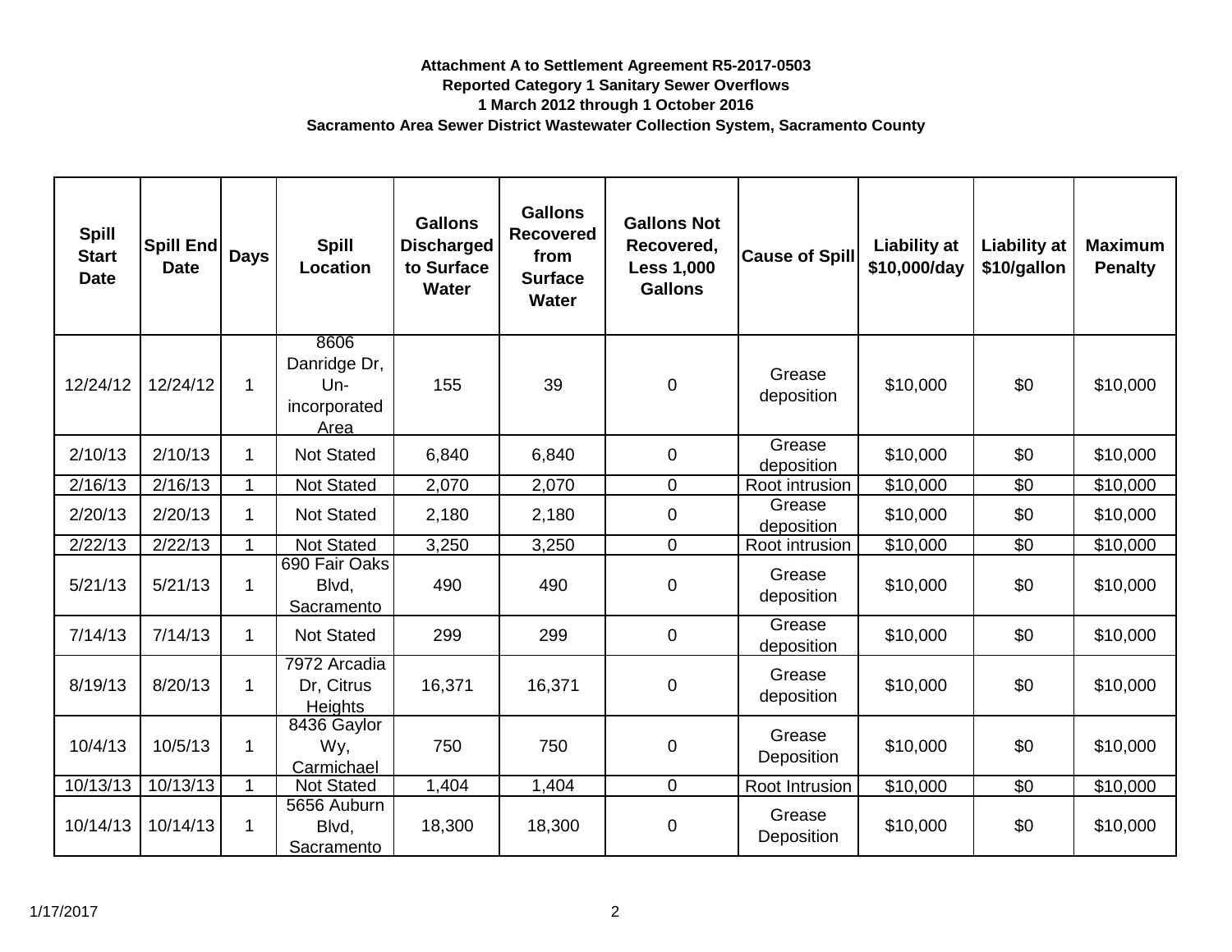**Attachment A to Settlement Agreement R5-2017-0503**
**Reported Category 1 Sanitary Sewer Overflows**
**1 March 2012 through 1 October 2016**
**Sacramento Area Sewer District Wastewater Collection System, Sacramento County**

| Spill Start Date | Spill End Date | Days | Spill Location | Gallons Discharged to Surface Water | Gallons Recovered from Surface Water | Gallons Not Recovered, Less 1,000 Gallons | Cause of Spill | Liability at $10,000/day | Liability at $10/gallon | Maximum Penalty |
|---|---|---|---|---|---|---|---|---|---|---|
| 12/24/12 | 12/24/12 | 1 | 8606 Danridge Dr, Un-incorporated Area | 155 | 39 | 0 | Grease deposition | $10,000 | $0 | $10,000 |
| 2/10/13 | 2/10/13 | 1 | Not Stated | 6,840 | 6,840 | 0 | Grease deposition | $10,000 | $0 | $10,000 |
| 2/16/13 | 2/16/13 | 1 | Not Stated | 2,070 | 2,070 | 0 | Root intrusion | $10,000 | $0 | $10,000 |
| 2/20/13 | 2/20/13 | 1 | Not Stated | 2,180 | 2,180 | 0 | Grease deposition | $10,000 | $0 | $10,000 |
| 2/22/13 | 2/22/13 | 1 | Not Stated | 3,250 | 3,250 | 0 | Root intrusion | $10,000 | $0 | $10,000 |
| 5/21/13 | 5/21/13 | 1 | 690 Fair Oaks Blvd, Sacramento | 490 | 490 | 0 | Grease deposition | $10,000 | $0 | $10,000 |
| 7/14/13 | 7/14/13 | 1 | Not Stated | 299 | 299 | 0 | Grease deposition | $10,000 | $0 | $10,000 |
| 8/19/13 | 8/20/13 | 1 | 7972 Arcadia Dr, Citrus Heights | 16,371 | 16,371 | 0 | Grease deposition | $10,000 | $0 | $10,000 |
| 10/4/13 | 10/5/13 | 1 | 8436 Gaylor Wy, Carmichael | 750 | 750 | 0 | Grease Deposition | $10,000 | $0 | $10,000 |
| 10/13/13 | 10/13/13 | 1 | Not Stated | 1,404 | 1,404 | 0 | Root Intrusion | $10,000 | $0 | $10,000 |
| 10/14/13 | 10/14/13 | 1 | 5656 Auburn Blvd, Sacramento | 18,300 | 18,300 | 0 | Grease Deposition | $10,000 | $0 | $10,000 |

1/17/2017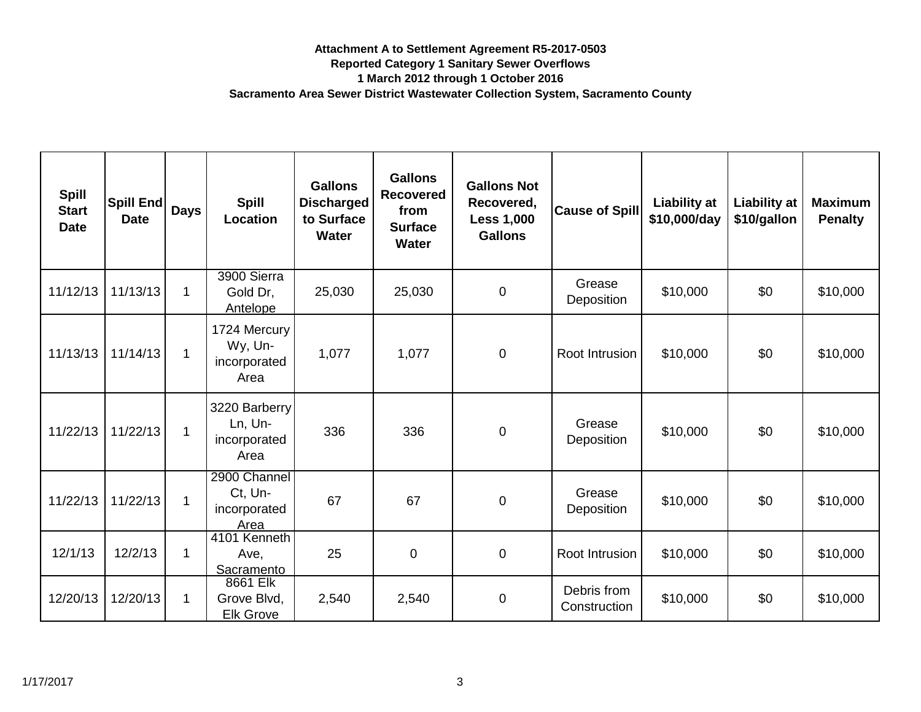**Attachment A to Settlement Agreement R5-2017-0503**
**Reported Category 1 Sanitary Sewer Overflows**
**1 March 2012 through 1 October 2016**
**Sacramento Area Sewer District Wastewater Collection System, Sacramento County**

| Spill Start Date | Spill End Date | Days | Spill Location | Gallons Discharged to Surface Water | Gallons Recovered from Surface Water | Gallons Not Recovered, Less 1,000 Gallons | Cause of Spill | Liability at $10,000/day | Liability at $10/gallon | Maximum Penalty |
|---|---|---|---|---|---|---|---|---|---|---|
| 11/12/13 | 11/13/13 | 1 | 3900 Sierra Gold Dr, Antelope | 25,030 | 25,030 | 0 | Grease Deposition | $10,000 | $0 | $10,000 |
| 11/13/13 | 11/14/13 | 1 | 1724 Mercury Wy, Un-incorporated Area | 1,077 | 1,077 | 0 | Root Intrusion | $10,000 | $0 | $10,000 |
| 11/22/13 | 11/22/13 | 1 | 3220 Barberry Ln, Un-incorporated Area | 336 | 336 | 0 | Grease Deposition | $10,000 | $0 | $10,000 |
| 11/22/13 | 11/22/13 | 1 | 2900 Channel Ct, Un-incorporated Area | 67 | 67 | 0 | Grease Deposition | $10,000 | $0 | $10,000 |
| 12/1/13 | 12/2/13 | 1 | 4101 Kenneth Ave, Sacramento | 25 | 0 | 0 | Root Intrusion | $10,000 | $0 | $10,000 |
| 12/20/13 | 12/20/13 | 1 | 8661 Elk Grove Blvd, Elk Grove | 2,540 | 2,540 | 0 | Debris from Construction | $10,000 | $0 | $10,000 |

1/17/2017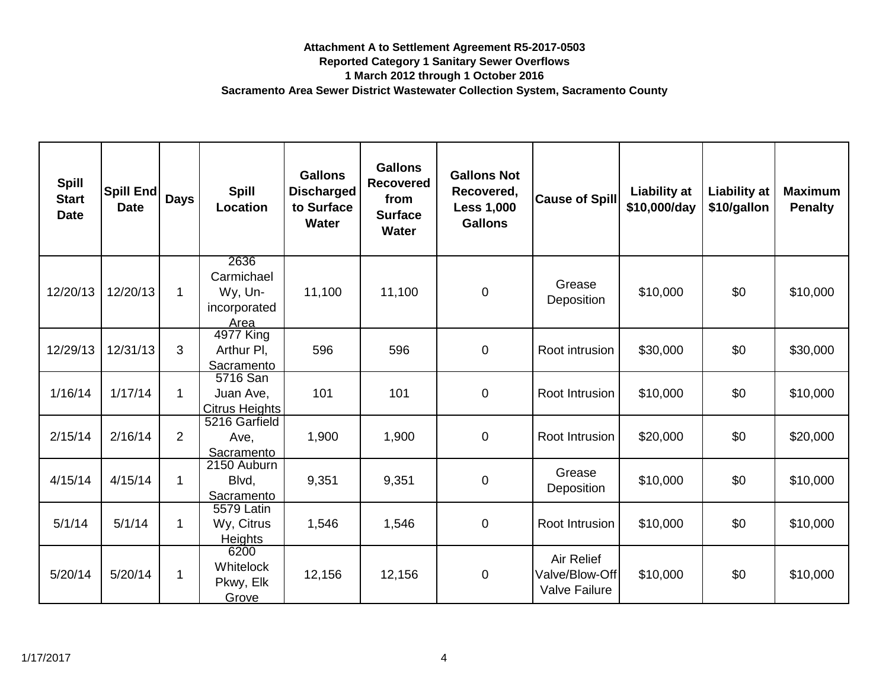**Attachment A to Settlement Agreement R5-2017-0503**
**Reported Category 1 Sanitary Sewer Overflows**
**1 March 2012 through 1 October 2016**
**Sacramento Area Sewer District Wastewater Collection System, Sacramento County**

| Spill Start Date | Spill End Date | Days | Spill Location | Gallons Discharged to Surface Water | Gallons Recovered from Surface Water | Gallons Not Recovered, Less 1,000 Gallons | Cause of Spill | Liability at $10,000/day | Liability at $10/gallon | Maximum Penalty |
|---|---|---|---|---|---|---|---|---|---|---|
| 12/20/13 | 12/20/13 | 1 | 2636 Carmichael Wy, Un-incorporated Area | 11,100 | 11,100 | 0 | Grease Deposition | $10,000 | $0 | $10,000 |
| 12/29/13 | 12/31/13 | 3 | 4977 King Arthur Pl, Sacramento | 596 | 596 | 0 | Root intrusion | $30,000 | $0 | $30,000 |
| 1/16/14 | 1/17/14 | 1 | 5716 San Juan Ave, Citrus Heights | 101 | 101 | 0 | Root Intrusion | $10,000 | $0 | $10,000 |
| 2/15/14 | 2/16/14 | 2 | 5216 Garfield Ave, Sacramento | 1,900 | 1,900 | 0 | Root Intrusion | $20,000 | $0 | $20,000 |
| 4/15/14 | 4/15/14 | 1 | 2150 Auburn Blvd, Sacramento | 9,351 | 9,351 | 0 | Grease Deposition | $10,000 | $0 | $10,000 |
| 5/1/14 | 5/1/14 | 1 | 5579 Latin Wy, Citrus Heights | 1,546 | 1,546 | 0 | Root Intrusion | $10,000 | $0 | $10,000 |
| 5/20/14 | 5/20/14 | 1 | 6200 Whitelock Pkwy, Elk Grove | 12,156 | 12,156 | 0 | Air Relief Valve/Blow-Off Valve Failure | $10,000 | $0 | $10,000 |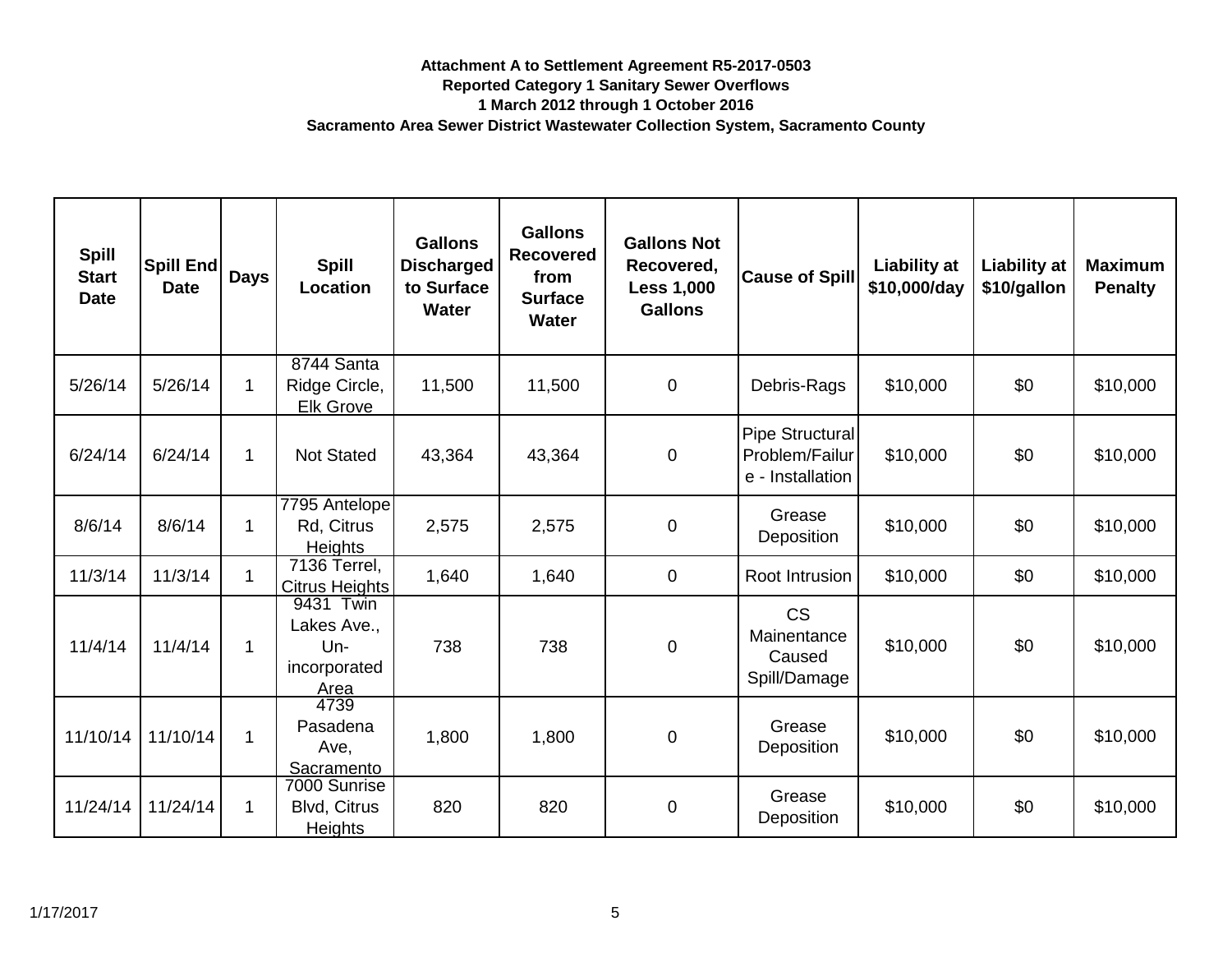**Attachment A to Settlement Agreement R5-2017-0503**
**Reported Category 1 Sanitary Sewer Overflows**
**1 March 2012 through 1 October 2016**
**Sacramento Area Sewer District Wastewater Collection System, Sacramento County**

| Spill Start Date | Spill End Date | Days | Spill Location | Gallons Discharged to Surface Water | Gallons Recovered from Surface Water | Gallons Not Recovered, Less 1,000 Gallons | Cause of Spill | Liability at $10,000/day | Liability at $10/gallon | Maximum Penalty |
|---|---|---|---|---|---|---|---|---|---|---|
| 5/26/14 | 5/26/14 | 1 | 8744 Santa Ridge Circle, Elk Grove | 11,500 | 11,500 | 0 | Debris-Rags | $10,000 | $0 | $10,000 |
| 6/24/14 | 6/24/14 | 1 | Not Stated | 43,364 | 43,364 | 0 | Pipe Structural Problem/Failure - Installation | $10,000 | $0 | $10,000 |
| 8/6/14 | 8/6/14 | 1 | 7795 Antelope Rd, Citrus Heights | 2,575 | 2,575 | 0 | Grease Deposition | $10,000 | $0 | $10,000 |
| 11/3/14 | 11/3/14 | 1 | 7136 Terrel, Citrus Heights | 1,640 | 1,640 | 0 | Root Intrusion | $10,000 | $0 | $10,000 |
| 11/4/14 | 11/4/14 | 1 | 9431 Twin Lakes Ave., Un-incorporated Area | 738 | 738 | 0 | CS Maintenance Caused Spill/Damage | $10,000 | $0 | $10,000 |
| 11/10/14 | 11/10/14 | 1 | 4739 Pasadena Ave, Sacramento | 1,800 | 1,800 | 0 | Grease Deposition | $10,000 | $0 | $10,000 |
| 11/24/14 | 11/24/14 | 1 | 7000 Sunrise Blvd, Citrus Heights | 820 | 820 | 0 | Grease Deposition | $10,000 | $0 | $10,000 |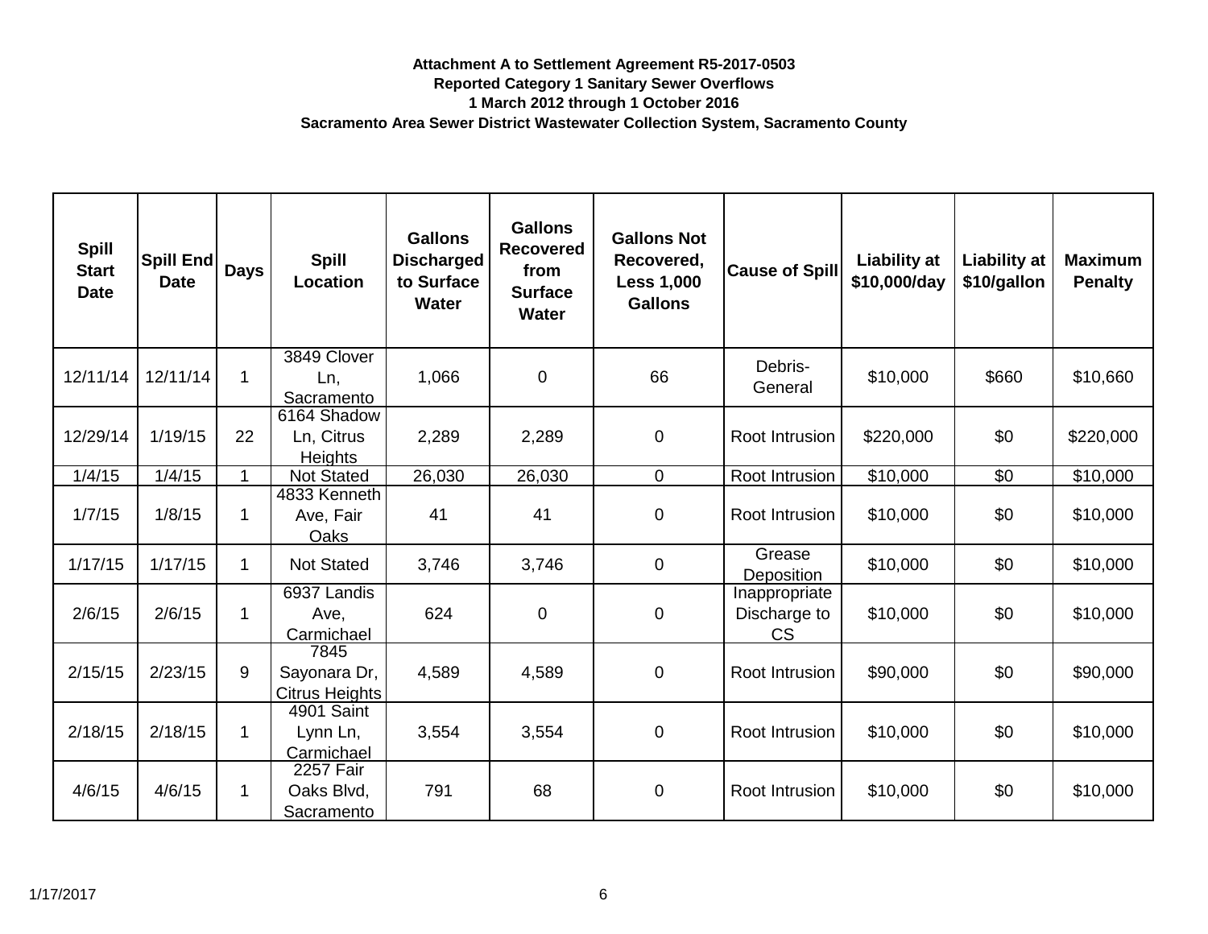**Attachment A to Settlement Agreement R5-2017-0503**
**Reported Category 1 Sanitary Sewer Overflows**
**1 March 2012 through 1 October 2016**
**Sacramento Area Sewer District Wastewater Collection System, Sacramento County**

| Spill Start Date | Spill End Date | Days | Spill Location | Gallons Discharged to Surface Water | Gallons Recovered from Surface Water | Gallons Not Recovered, Less 1,000 Gallons | Cause of Spill | Liability at $10,000/day | Liability at $10/gallon | Maximum Penalty |
|---|---|---|---|---|---|---|---|---|---|---|
| 12/11/14 | 12/11/14 | 1 | 3849 Clover Ln, Sacramento | 1,066 | 0 | 66 | Debris-General | $10,000 | $660 | $10,660 |
| 12/29/14 | 1/19/15 | 22 | 6164 Shadow Ln, Citrus Heights | 2,289 | 2,289 | 0 | Root Intrusion | $220,000 | $0 | $220,000 |
| 1/4/15 | 1/4/15 | 1 | Not Stated | 26,030 | 26,030 | 0 | Root Intrusion | $10,000 | $0 | $10,000 |
| 1/7/15 | 1/8/15 | 1 | 4833 Kenneth Ave, Fair Oaks | 41 | 41 | 0 | Root Intrusion | $10,000 | $0 | $10,000 |
| 1/17/15 | 1/17/15 | 1 | Not Stated | 3,746 | 3,746 | 0 | Grease Deposition | $10,000 | $0 | $10,000 |
| 2/6/15 | 2/6/15 | 1 | 6937 Landis Ave, Carmichael | 624 | 0 | 0 | Inappropriate Discharge to CS | $10,000 | $0 | $10,000 |
| 2/15/15 | 2/23/15 | 9 | 7845 Sayonara Dr, Citrus Heights | 4,589 | 4,589 | 0 | Root Intrusion | $90,000 | $0 | $90,000 |
| 2/18/15 | 2/18/15 | 1 | 4901 Saint Lynn Ln, Carmichael | 3,554 | 3,554 | 0 | Root Intrusion | $10,000 | $0 | $10,000 |
| 4/6/15 | 4/6/15 | 1 | 2257 Fair Oaks Blvd, Sacramento | 791 | 68 | 0 | Root Intrusion | $10,000 | $0 | $10,000 |

1/17/2017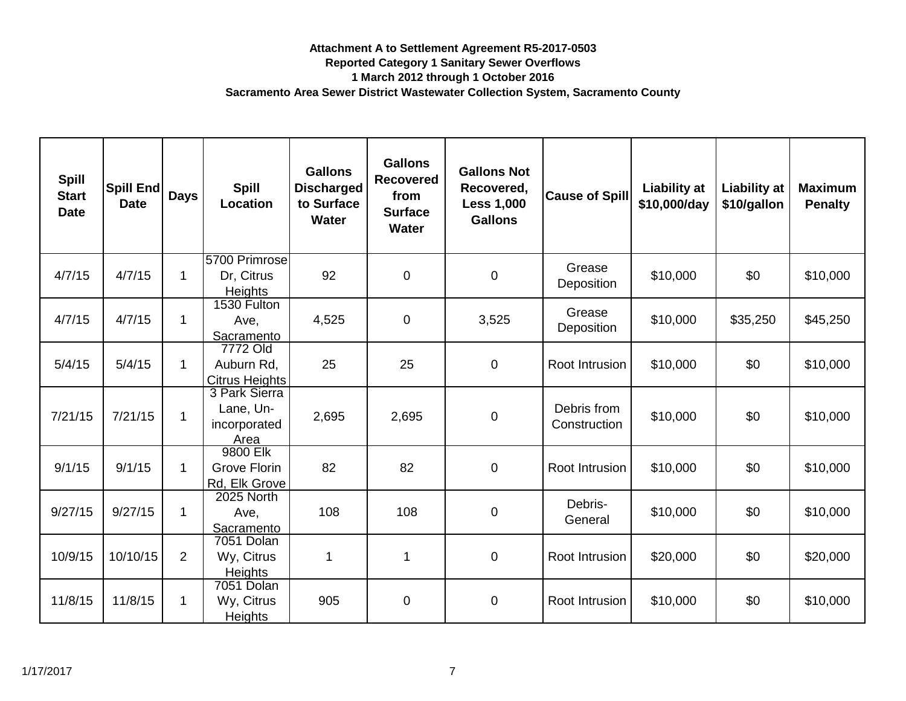**Attachment A to Settlement Agreement R5-2017-0503**
**Reported Category 1 Sanitary Sewer Overflows**
**1 March 2012 through 1 October 2016**
**Sacramento Area Sewer District Wastewater Collection System, Sacramento County**

| Spill Start Date | Spill End Date | Days | Spill Location | Gallons Discharged to Surface Water | Gallons Recovered from Surface Water | Gallons Not Recovered, Less 1,000 Gallons | Cause of Spill | Liability at $10,000/day | Liability at $10/gallon | Maximum Penalty |
|---|---|---|---|---|---|---|---|---|---|---|
| 4/7/15 | 4/7/15 | 1 | 5700 Primrose Dr, Citrus Heights | 92 | 0 | 0 | Grease Deposition | $10,000 | $0 | $10,000 |
| 4/7/15 | 4/7/15 | 1 | 1530 Fulton Ave, Sacramento | 4,525 | 0 | 3,525 | Grease Deposition | $10,000 | $35,250 | $45,250 |
| 5/4/15 | 5/4/15 | 1 | 7772 Old Auburn Rd, Citrus Heights | 25 | 25 | 0 | Root Intrusion | $10,000 | $0 | $10,000 |
| 7/21/15 | 7/21/15 | 1 | 3 Park Sierra Lane, Un-incorporated Area | 2,695 | 2,695 | 0 | Debris from Construction | $10,000 | $0 | $10,000 |
| 9/1/15 | 9/1/15 | 1 | 9800 Elk Grove Florin Rd, Elk Grove | 82 | 82 | 0 | Root Intrusion | $10,000 | $0 | $10,000 |
| 9/27/15 | 9/27/15 | 1 | 2025 North Ave, Sacramento | 108 | 108 | 0 | Debris-General | $10,000 | $0 | $10,000 |
| 10/9/15 | 10/10/15 | 2 | 7051 Dolan Wy, Citrus Heights | 1 | 1 | 0 | Root Intrusion | $20,000 | $0 | $20,000 |
| 11/8/15 | 11/8/15 | 1 | 7051 Dolan Wy, Citrus Heights | 905 | 0 | 0 | Root Intrusion | $10,000 | $0 | $10,000 |

1/17/2017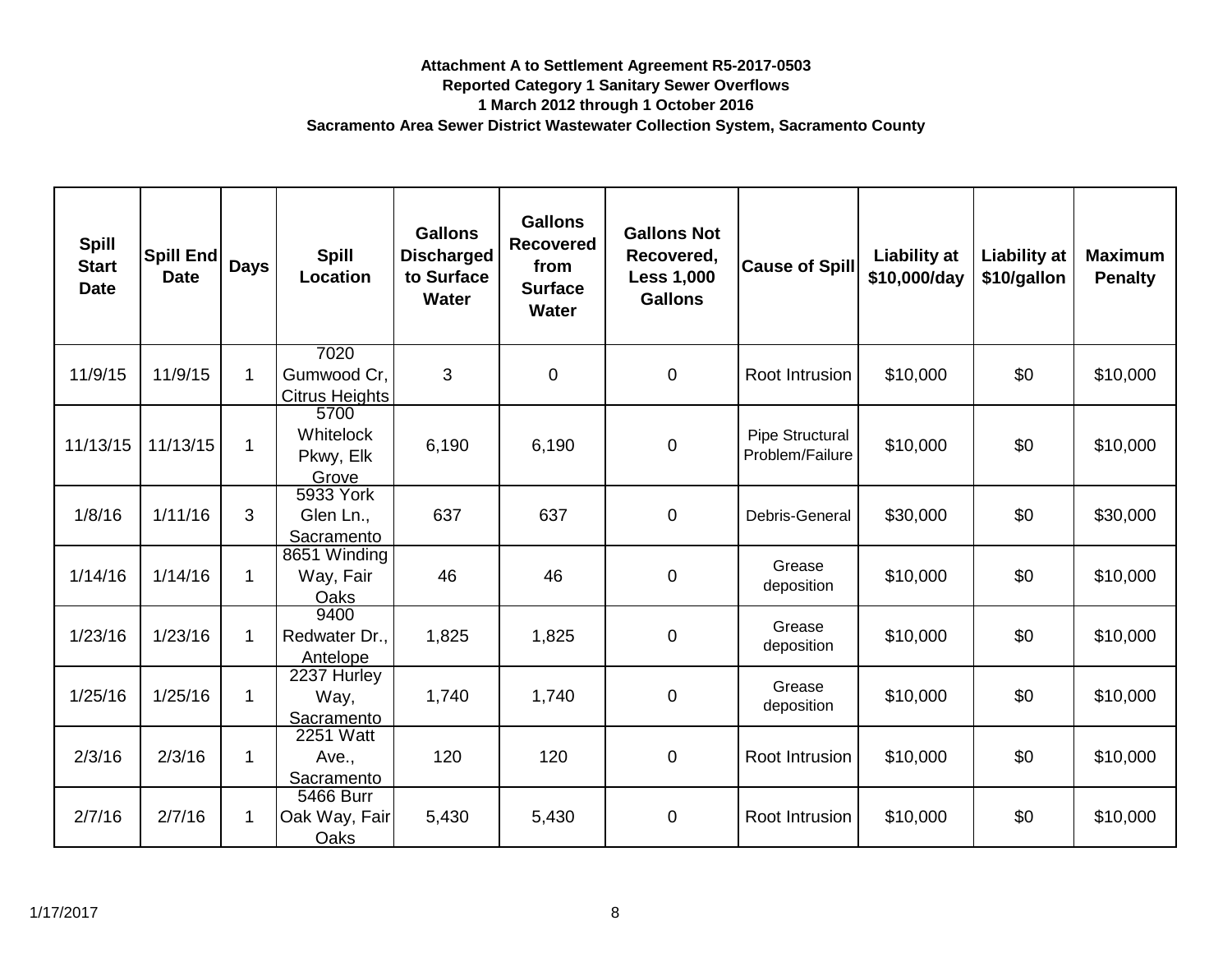**Attachment A to Settlement Agreement R5-2017-0503**
**Reported Category 1 Sanitary Sewer Overflows**
**1 March 2012 through 1 October 2016**
**Sacramento Area Sewer District Wastewater Collection System, Sacramento County**

| Spill Start Date | Spill End Date | Days | Spill Location | Gallons Discharged to Surface Water | Gallons Recovered from Surface Water | Gallons Not Recovered, Less 1,000 Gallons | Cause of Spill | Liability at $10,000/day | Liability at $10/gallon | Maximum Penalty |
|---|---|---|---|---|---|---|---|---|---|---|
| 11/9/15 | 11/9/15 | 1 | 7020 Gumwood Cr, Citrus Heights | 3 | 0 | 0 | Root Intrusion | $10,000 | $0 | $10,000 |
| 11/13/15 | 11/13/15 | 1 | 5700 Whitelock Pkwy, Elk Grove | 6,190 | 6,190 | 0 | Pipe Structural Problem/Failure | $10,000 | $0 | $10,000 |
| 1/8/16 | 1/11/16 | 3 | 5933 York Glen Ln., Sacramento | 637 | 637 | 0 | Debris-General | $30,000 | $0 | $30,000 |
| 1/14/16 | 1/14/16 | 1 | 8651 Winding Way, Fair Oaks | 46 | 46 | 0 | Grease deposition | $10,000 | $0 | $10,000 |
| 1/23/16 | 1/23/16 | 1 | 9400 Redwater Dr., Antelope | 1,825 | 1,825 | 0 | Grease deposition | $10,000 | $0 | $10,000 |
| 1/25/16 | 1/25/16 | 1 | 2237 Hurley Way, Sacramento | 1,740 | 1,740 | 0 | Grease deposition | $10,000 | $0 | $10,000 |
| 2/3/16 | 2/3/16 | 1 | 2251 Watt Ave., Sacramento | 120 | 120 | 0 | Root Intrusion | $10,000 | $0 | $10,000 |
| 2/7/16 | 2/7/16 | 1 | 5466 Burr Oak Way, Fair Oaks | 5,430 | 5,430 | 0 | Root Intrusion | $10,000 | $0 | $10,000 |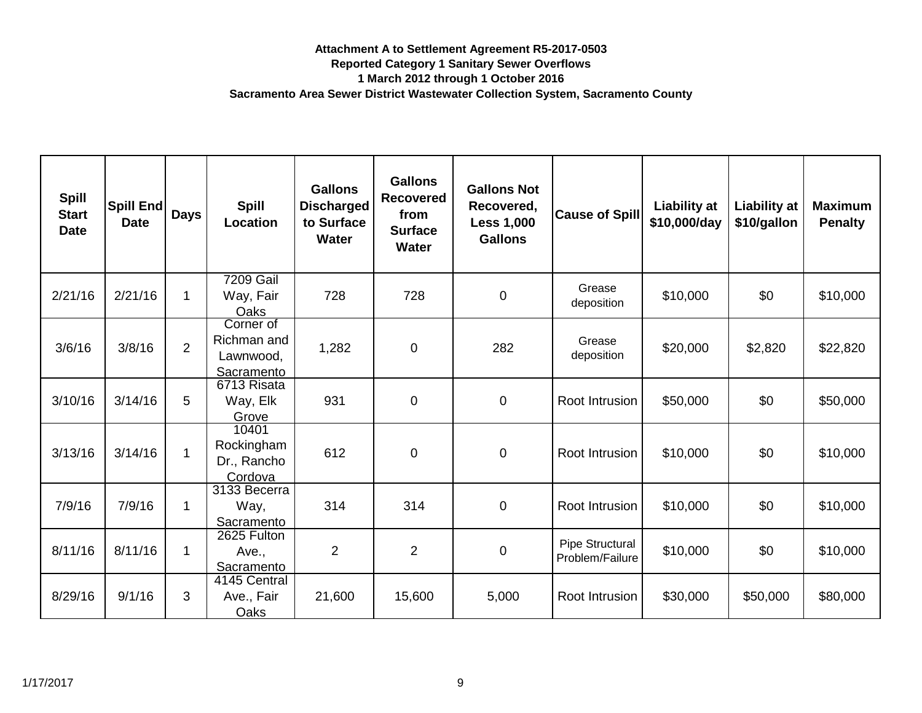**Attachment A to Settlement Agreement R5-2017-0503**
**Reported Category 1 Sanitary Sewer Overflows**
**1 March 2012 through 1 October 2016**
**Sacramento Area Sewer District Wastewater Collection System, Sacramento County**

| Spill Start Date | Spill End Date | Days | Spill Location | Gallons Discharged to Surface Water | Gallons Recovered from Surface Water | Gallons Not Recovered, Less 1,000 Gallons | Cause of Spill | Liability at $10,000/day | Liability at $10/gallon | Maximum Penalty |
|---|---|---|---|---|---|---|---|---|---|---|
| 2/21/16 | 2/21/16 | 1 | 7209 Gail Way, Fair Oaks | 728 | 728 | 0 | Grease deposition | $10,000 | $0 | $10,000 |
| 3/6/16 | 3/8/16 | 2 | Corner of Richman and Lawnwood, Sacramento | 1,282 | 0 | 282 | Grease deposition | $20,000 | $2,820 | $22,820 |
| 3/10/16 | 3/14/16 | 5 | 6713 Risata Way, Elk Grove | 931 | 0 | 0 | Root Intrusion | $50,000 | $0 | $50,000 |
| 3/13/16 | 3/14/16 | 1 | 10401 Rockingham Dr., Rancho Cordova | 612 | 0 | 0 | Root Intrusion | $10,000 | $0 | $10,000 |
| 7/9/16 | 7/9/16 | 1 | 3133 Becerra Way, Sacramento | 314 | 314 | 0 | Root Intrusion | $10,000 | $0 | $10,000 |
| 8/11/16 | 8/11/16 | 1 | 2625 Fulton Ave., Sacramento | 2 | 2 | 0 | Pipe Structural Problem/Failure | $10,000 | $0 | $10,000 |
| 8/29/16 | 9/1/16 | 3 | 4145 Central Ave., Fair Oaks | 21,600 | 15,600 | 5,000 | Root Intrusion | $30,000 | $50,000 | $80,000 |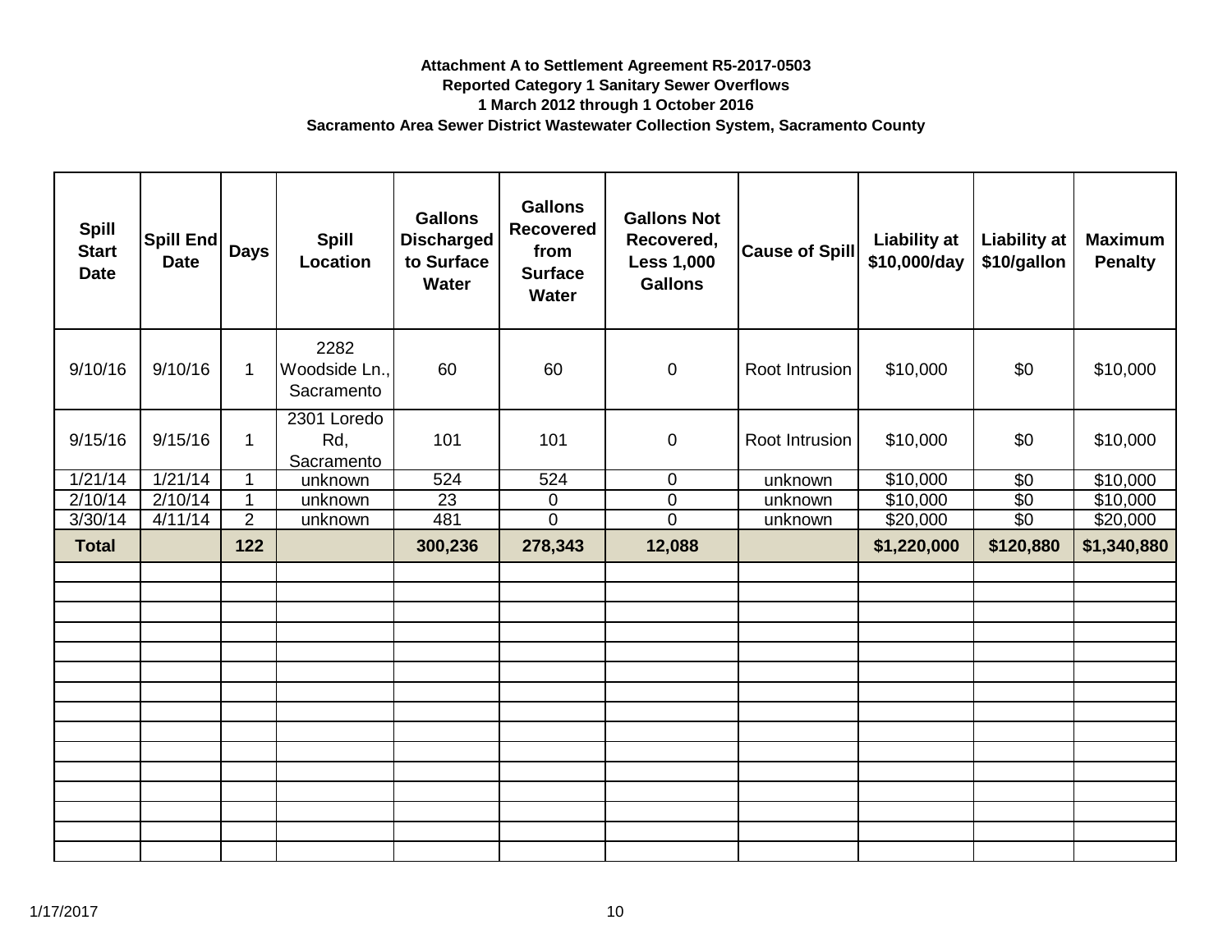**Attachment A to Settlement Agreement R5-2017-0503**
**Reported Category 1 Sanitary Sewer Overflows**
**1 March 2012 through 1 October 2016**
**Sacramento Area Sewer District Wastewater Collection System, Sacramento County**

| Spill Start Date | Spill End Date | Days | Spill Location | Gallons Discharged to Surface Water | Gallons Recovered from Surface Water | Gallons Not Recovered, Less 1,000 Gallons | Cause of Spill | Liability at $10,000/day | Liability at $10/gallon | Maximum Penalty |
|---|---|---|---|---|---|---|---|---|---|---|
| 9/10/16 | 9/10/16 | 1 | 2282 Woodside Ln., Sacramento | 60 | 60 | 0 | Root Intrusion | $10,000 | $0 | $10,000 |
| 9/15/16 | 9/15/16 | 1 | 2301 Loredo Rd, Sacramento | 101 | 101 | 0 | Root Intrusion | $10,000 | $0 | $10,000 |
| 1/21/14 | 1/21/14 | 1 | unknown | 524 | 524 | 0 | unknown | $10,000 | $0 | $10,000 |
| 2/10/14 | 2/10/14 | 1 | unknown | 23 | 0 | 0 | unknown | $10,000 | $0 | $10,000 |
| 3/30/14 | 4/11/14 | 2 | unknown | 481 | 0 | 0 | unknown | $20,000 | $0 | $20,000 |
| **Total** | | **122** | | **300,236** | **278,343** | **12,088** | | **$1,220,000** | **$120,880** | **$1,340,880** |

1/17/2017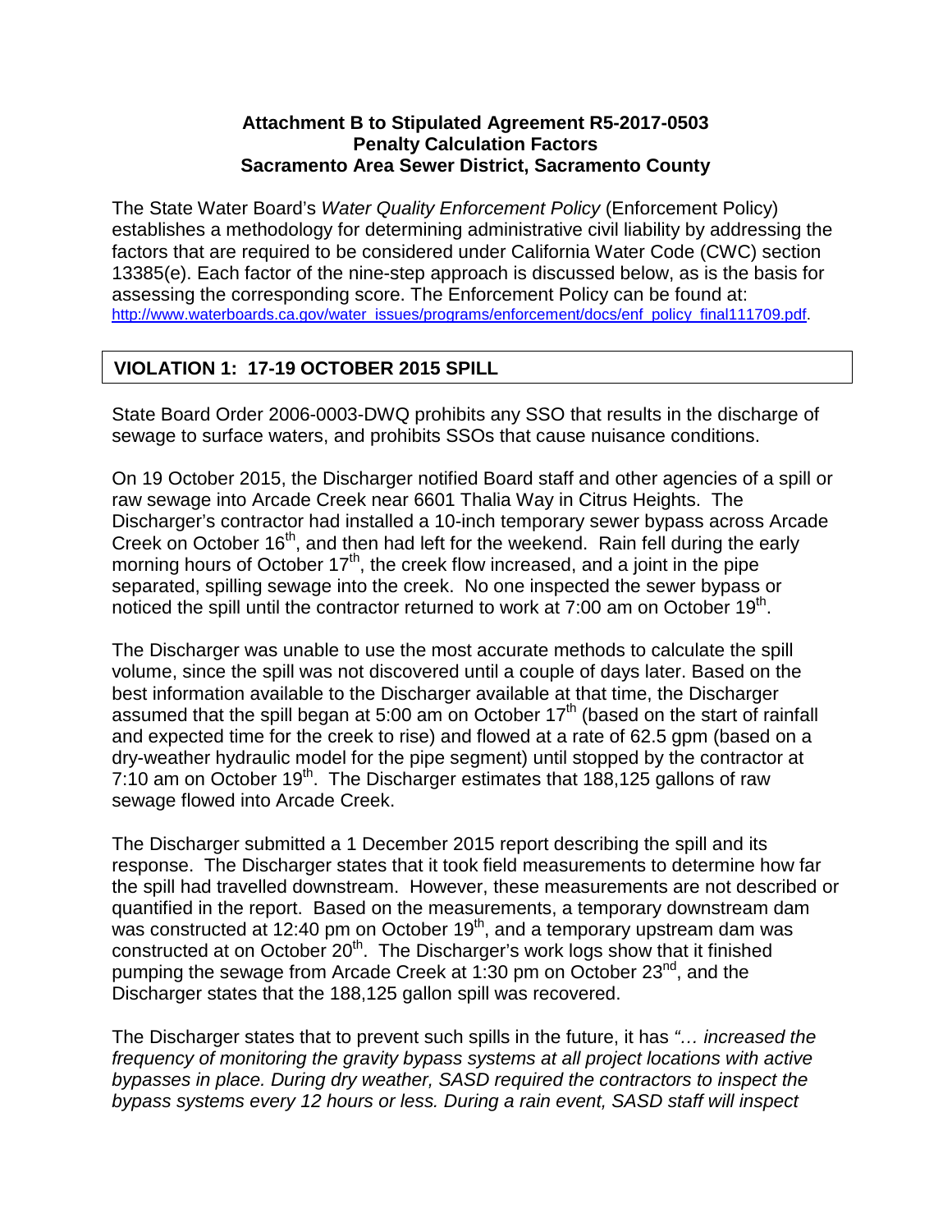**Attachment B to Stipulated Agreement R5-2017-0503**
**Penalty Calculation Factors**
**Sacramento Area Sewer District, Sacramento County**

The State Water Board's *Water Quality Enforcement Policy* (Enforcement Policy) establishes a methodology for determining administrative civil liability by addressing the factors that are required to be considered under California Water Code (CWC) section 13385(e). Each factor of the nine-step approach is discussed below, as is the basis for assessing the corresponding score. The Enforcement Policy can be found at: http://www.waterboards.ca.gov/water_issues/programs/enforcement/docs/enf_policy_final111709.pdf.

## VIOLATION 1: 17-19 OCTOBER 2015 SPILL

State Board Order 2006-0003-DWQ prohibits any SSO that results in the discharge of sewage to surface waters, and prohibits SSOs that cause nuisance conditions.

On 19 October 2015, the Discharger notified Board staff and other agencies of a spill or raw sewage into Arcade Creek near 6601 Thalia Way in Citrus Heights. The Discharger's contractor had installed a 10-inch temporary sewer bypass across Arcade Creek on October 16th, and then had left for the weekend. Rain fell during the early morning hours of October 17th, the creek flow increased, and a joint in the pipe separated, spilling sewage into the creek. No one inspected the sewer bypass or noticed the spill until the contractor returned to work at 7:00 am on October 19th.

The Discharger was unable to use the most accurate methods to calculate the spill volume, since the spill was not discovered until a couple of days later. Based on the best information available to the Discharger available at that time, the Discharger assumed that the spill began at 5:00 am on October 17th (based on the start of rainfall and expected time for the creek to rise) and flowed at a rate of 62.5 gpm (based on a dry-weather hydraulic model for the pipe segment) until stopped by the contractor at 7:10 am on October 19th. The Discharger estimates that 188,125 gallons of raw sewage flowed into Arcade Creek.

The Discharger submitted a 1 December 2015 report describing the spill and its response. The Discharger states that it took field measurements to determine how far the spill had travelled downstream. However, these measurements are not described or quantified in the report. Based on the measurements, a temporary downstream dam was constructed at 12:40 pm on October 19th, and a temporary upstream dam was constructed at on October 20th. The Discharger's work logs show that it finished pumping the sewage from Arcade Creek at 1:30 pm on October 23rd, and the Discharger states that the 188,125 gallon spill was recovered.

The Discharger states that to prevent such spills in the future, it has *"… increased the frequency of monitoring the gravity bypass systems at all project locations with active bypasses in place. During dry weather, SASD required the contractors to inspect the bypass systems every 12 hours or less. During a rain event, SASD staff will inspect*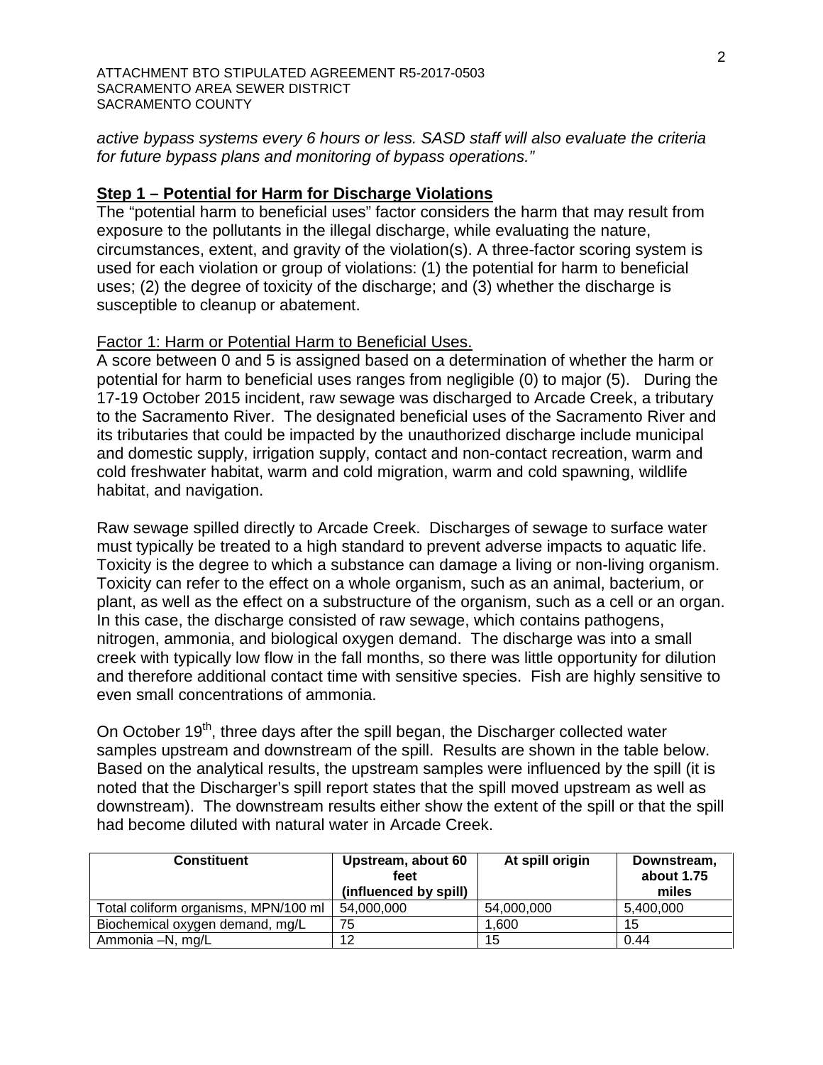*active bypass systems every 6 hours or less. SASD staff will also evaluate the criteria for future bypass plans and monitoring of bypass operations."*

## Step 1 – Potential for Harm for Discharge Violations

The "potential harm to beneficial uses" factor considers the harm that may result from exposure to the pollutants in the illegal discharge, while evaluating the nature, circumstances, extent, and gravity of the violation(s). A three-factor scoring system is used for each violation or group of violations: (1) the potential for harm to beneficial uses; (2) the degree of toxicity of the discharge; and (3) whether the discharge is susceptible to cleanup or abatement.

### Factor 1: Harm or Potential Harm to Beneficial Uses.

A score between 0 and 5 is assigned based on a determination of whether the harm or potential for harm to beneficial uses ranges from negligible (0) to major (5). During the 17-19 October 2015 incident, raw sewage was discharged to Arcade Creek, a tributary to the Sacramento River. The designated beneficial uses of the Sacramento River and its tributaries that could be impacted by the unauthorized discharge include municipal and domestic supply, irrigation supply, contact and non-contact recreation, warm and cold freshwater habitat, warm and cold migration, warm and cold spawning, wildlife habitat, and navigation.

Raw sewage spilled directly to Arcade Creek. Discharges of sewage to surface water must typically be treated to a high standard to prevent adverse impacts to aquatic life. Toxicity is the degree to which a substance can damage a living or non-living organism. Toxicity can refer to the effect on a whole organism, such as an animal, bacterium, or plant, as well as the effect on a substructure of the organism, such as a cell or an organ. In this case, the discharge consisted of raw sewage, which contains pathogens, nitrogen, ammonia, and biological oxygen demand. The discharge was into a small creek with typically low flow in the fall months, so there was little opportunity for dilution and therefore additional contact time with sensitive species. Fish are highly sensitive to even small concentrations of ammonia.

On October 19th, three days after the spill began, the Discharger collected water samples upstream and downstream of the spill. Results are shown in the table below. Based on the analytical results, the upstream samples were influenced by the spill (it is noted that the Discharger's spill report states that the spill moved upstream as well as downstream). The downstream results either show the extent of the spill or that the spill had become diluted with natural water in Arcade Creek.

| Constituent | Upstream, about 60 feet (influenced by spill) | At spill origin | Downstream, about 1.75 miles |
|---|---|---|---|
| Total coliform organisms, MPN/100 ml | 54,000,000 | 54,000,000 | 5,400,000 |
| Biochemical oxygen demand, mg/L | 75 | 1,600 | 15 |
| Ammonia –N, mg/L | 12 | 15 | 0.44 |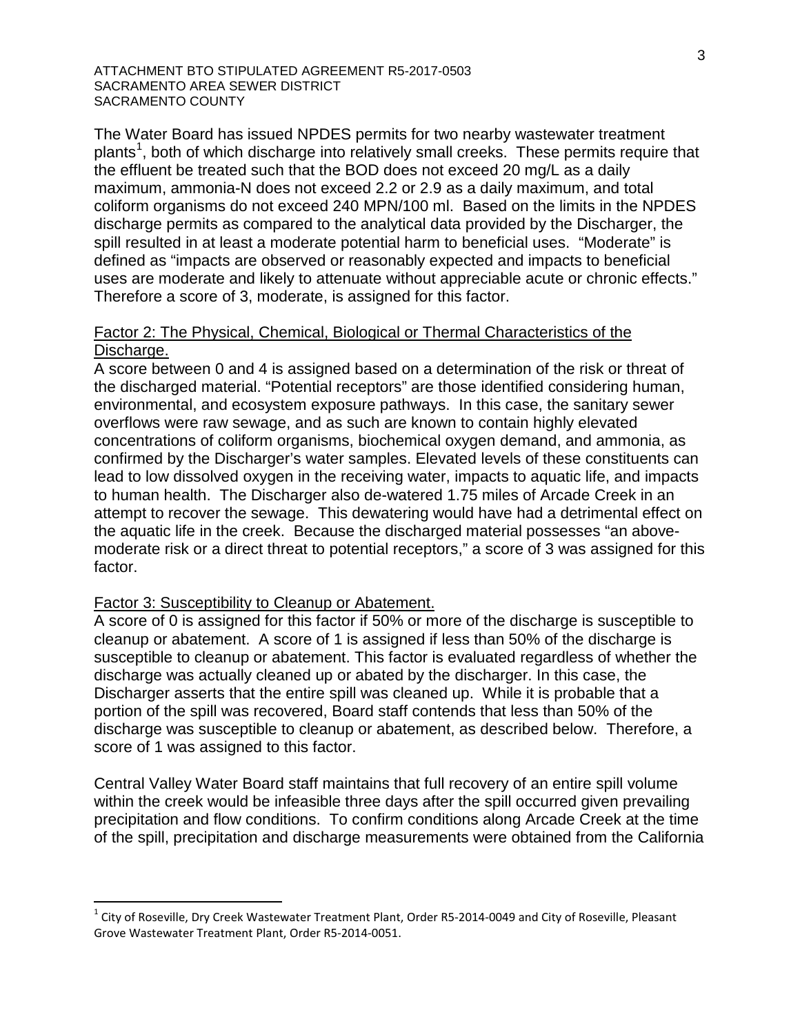The Water Board has issued NPDES permits for two nearby wastewater treatment plants[1], both of which discharge into relatively small creeks. These permits require that the effluent be treated such that the BOD does not exceed 20 mg/L as a daily maximum, ammonia-N does not exceed 2.2 or 2.9 as a daily maximum, and total coliform organisms do not exceed 240 MPN/100 ml. Based on the limits in the NPDES discharge permits as compared to the analytical data provided by the Discharger, the spill resulted in at least a moderate potential harm to beneficial uses. "Moderate" is defined as "impacts are observed or reasonably expected and impacts to beneficial uses are moderate and likely to attenuate without appreciable acute or chronic effects." Therefore a score of 3, moderate, is assigned for this factor.

Factor 2: The Physical, Chemical, Biological or Thermal Characteristics of the Discharge.

A score between 0 and 4 is assigned based on a determination of the risk or threat of the discharged material. "Potential receptors" are those identified considering human, environmental, and ecosystem exposure pathways. In this case, the sanitary sewer overflows were raw sewage, and as such are known to contain highly elevated concentrations of coliform organisms, biochemical oxygen demand, and ammonia, as confirmed by the Discharger's water samples. Elevated levels of these constituents can lead to low dissolved oxygen in the receiving water, impacts to aquatic life, and impacts to human health. The Discharger also de-watered 1.75 miles of Arcade Creek in an attempt to recover the sewage. This dewatering would have had a detrimental effect on the aquatic life in the creek. Because the discharged material possesses "an above-moderate risk or a direct threat to potential receptors," a score of 3 was assigned for this factor.

Factor 3: Susceptibility to Cleanup or Abatement.

A score of 0 is assigned for this factor if 50% or more of the discharge is susceptible to cleanup or abatement. A score of 1 is assigned if less than 50% of the discharge is susceptible to cleanup or abatement. This factor is evaluated regardless of whether the discharge was actually cleaned up or abated by the discharger. In this case, the Discharger asserts that the entire spill was cleaned up. While it is probable that a portion of the spill was recovered, Board staff contends that less than 50% of the discharge was susceptible to cleanup or abatement, as described below. Therefore, a score of 1 was assigned to this factor.

Central Valley Water Board staff maintains that full recovery of an entire spill volume within the creek would be infeasible three days after the spill occurred given prevailing precipitation and flow conditions. To confirm conditions along Arcade Creek at the time of the spill, precipitation and discharge measurements were obtained from the California

[1] City of Roseville, Dry Creek Wastewater Treatment Plant, Order R5-2014-0049 and City of Roseville, Pleasant Grove Wastewater Treatment Plant, Order R5-2014-0051.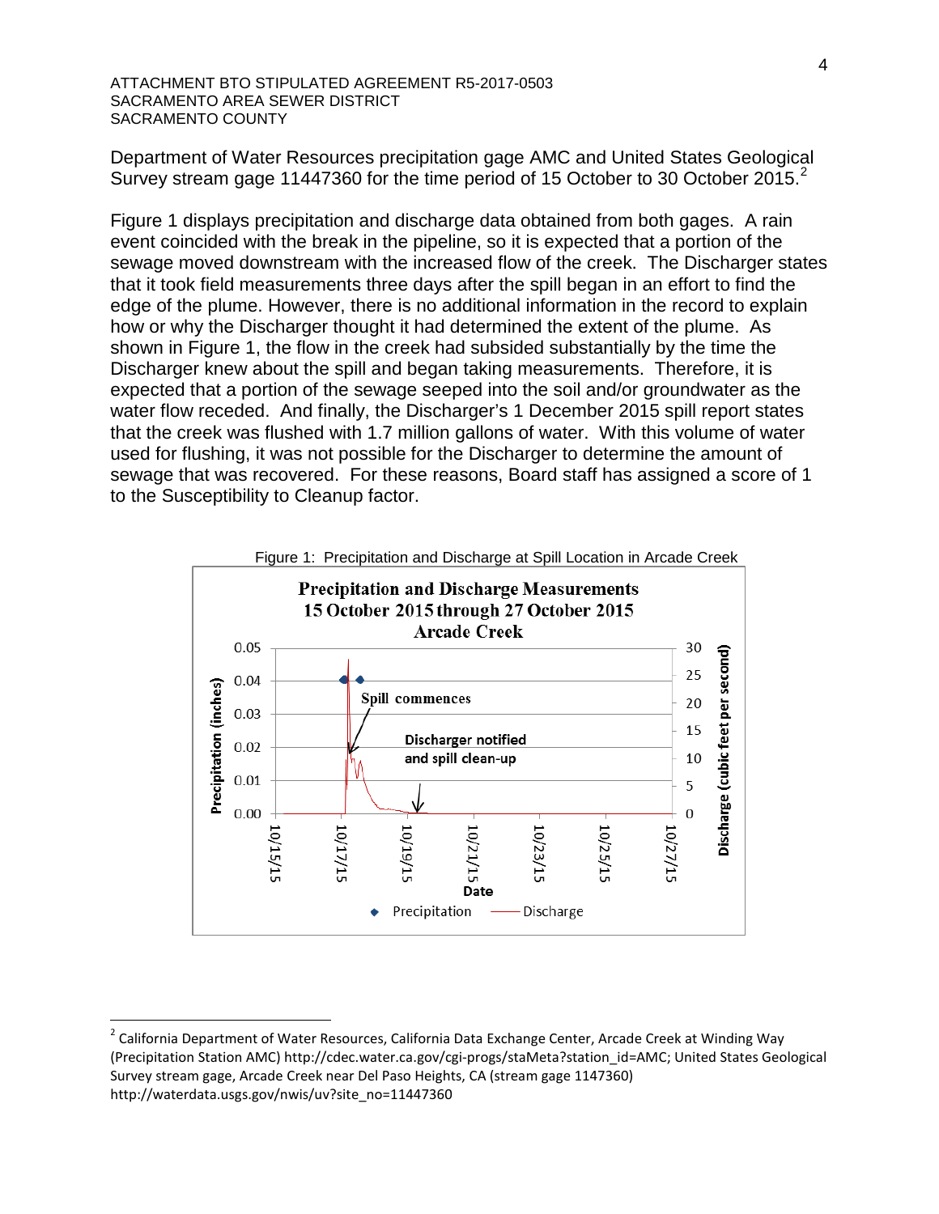Department of Water Resources precipitation gage AMC and United States Geological Survey stream gage 11447360 for the time period of 15 October to 30 October 2015.[2]

Figure 1 displays precipitation and discharge data obtained from both gages. A rain event coincided with the break in the pipeline, so it is expected that a portion of the sewage moved downstream with the increased flow of the creek. The Discharger states that it took field measurements three days after the spill began in an effort to find the edge of the plume. However, there is no additional information in the record to explain how or why the Discharger thought it had determined the extent of the plume. As shown in Figure 1, the flow in the creek had subsided substantially by the time the Discharger knew about the spill and began taking measurements. Therefore, it is expected that a portion of the sewage seeped into the soil and/or groundwater as the water flow receded. And finally, the Discharger's 1 December 2015 spill report states that the creek was flushed with 1.7 million gallons of water. With this volume of water used for flushing, it was not possible for the Discharger to determine the amount of sewage that was recovered. For these reasons, Board staff has assigned a score of 1 to the Susceptibility to Cleanup factor.

Figure 1: Precipitation and Discharge at Spill Location in Arcade Creek

---

[2] California Department of Water Resources, California Data Exchange Center, Arcade Creek at Winding Way (Precipitation Station AMC) http://cdec.water.ca.gov/cgi-progs/staMeta?station_id=AMC; United States Geological Survey stream gage, Arcade Creek near Del Paso Heights, CA (stream gage 1147360) http://waterdata.usgs.gov/nwis/uv?site_no=11447360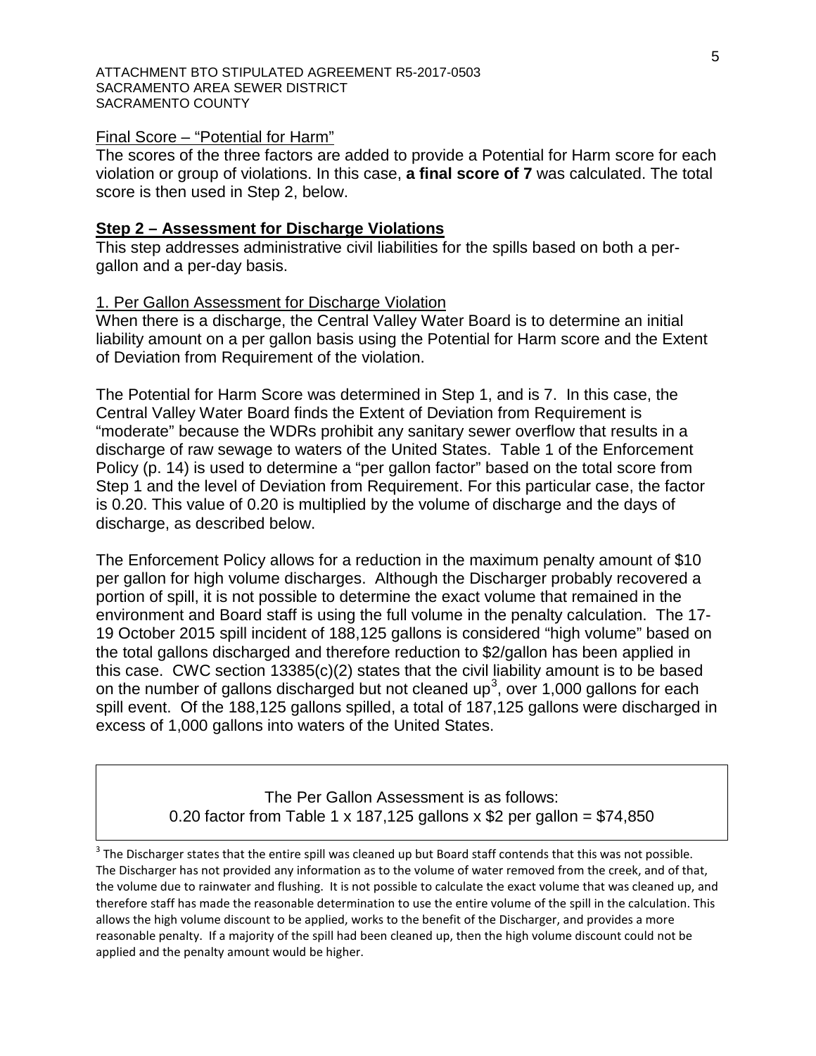ATTACHMENT BTO STIPULATED AGREEMENT R5-2017-0503
SACRAMENTO AREA SEWER DISTRICT
SACRAMENTO COUNTY

Final Score – "Potential for Harm"

The scores of the three factors are added to provide a Potential for Harm score for each violation or group of violations. In this case, **a final score of 7** was calculated. The total score is then used in Step 2, below.

## Step 2 – Assessment for Discharge Violations

This step addresses administrative civil liabilities for the spills based on both a per-gallon and a per-day basis.

1. Per Gallon Assessment for Discharge Violation

When there is a discharge, the Central Valley Water Board is to determine an initial liability amount on a per gallon basis using the Potential for Harm score and the Extent of Deviation from Requirement of the violation.

The Potential for Harm Score was determined in Step 1, and is 7. In this case, the Central Valley Water Board finds the Extent of Deviation from Requirement is "moderate" because the WDRs prohibit any sanitary sewer overflow that results in a discharge of raw sewage to waters of the United States. Table 1 of the Enforcement Policy (p. 14) is used to determine a "per gallon factor" based on the total score from Step 1 and the level of Deviation from Requirement. For this particular case, the factor is 0.20. This value of 0.20 is multiplied by the volume of discharge and the days of discharge, as described below.

The Enforcement Policy allows for a reduction in the maximum penalty amount of $10 per gallon for high volume discharges. Although the Discharger probably recovered a portion of spill, it is not possible to determine the exact volume that remained in the environment and Board staff is using the full volume in the penalty calculation. The 17-19 October 2015 spill incident of 188,125 gallons is considered "high volume" based on the total gallons discharged and therefore reduction to $2/gallon has been applied in this case. CWC section 13385(c)(2) states that the civil liability amount is to be based on the number of gallons discharged but not cleaned up[3], over 1,000 gallons for each spill event. Of the 188,125 gallons spilled, a total of 187,125 gallons were discharged in excess of 1,000 gallons into waters of the United States.

The Per Gallon Assessment is as follows:
0.20 factor from Table 1 x 187,125 gallons x $2 per gallon = $74,850

[3] The Discharger states that the entire spill was cleaned up but Board staff contends that this was not possible. The Discharger has not provided any information as to the volume of water removed from the creek, and of that, the volume due to rainwater and flushing. It is not possible to calculate the exact volume that was cleaned up, and therefore staff has made the reasonable determination to use the entire volume of the spill in the calculation. This allows the high volume discount to be applied, works to the benefit of the Discharger, and provides a more reasonable penalty. If a majority of the spill had been cleaned up, then the high volume discount could not be applied and the penalty amount would be higher.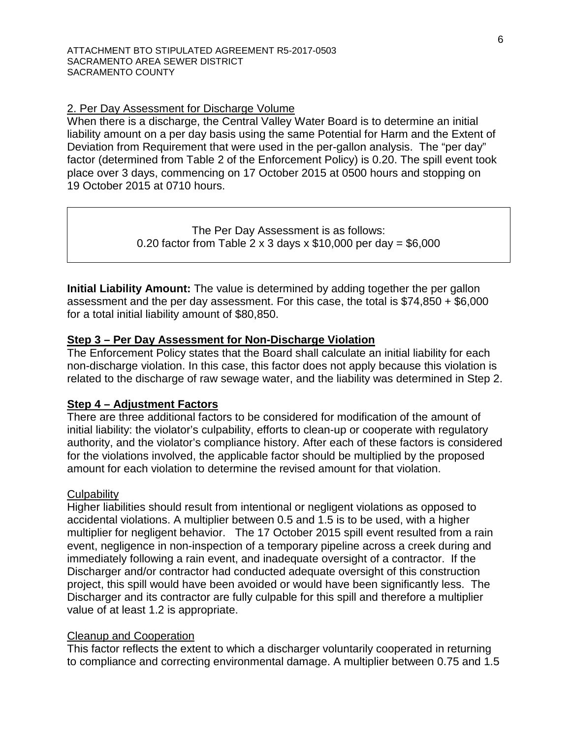2. Per Day Assessment for Discharge Volume

When there is a discharge, the Central Valley Water Board is to determine an initial liability amount on a per day basis using the same Potential for Harm and the Extent of Deviation from Requirement that were used in the per-gallon analysis. The "per day" factor (determined from Table 2 of the Enforcement Policy) is 0.20. The spill event took place over 3 days, commencing on 17 October 2015 at 0500 hours and stopping on 19 October 2015 at 0710 hours.

> The Per Day Assessment is as follows:
> 0.20 factor from Table 2 x 3 days x $10,000 per day = $6,000

**Initial Liability Amount:** The value is determined by adding together the per gallon assessment and the per day assessment. For this case, the total is $74,850 + $6,000 for a total initial liability amount of $80,850.

## Step 3 – Per Day Assessment for Non-Discharge Violation

The Enforcement Policy states that the Board shall calculate an initial liability for each non-discharge violation. In this case, this factor does not apply because this violation is related to the discharge of raw sewage water, and the liability was determined in Step 2.

## Step 4 – Adjustment Factors

There are three additional factors to be considered for modification of the amount of initial liability: the violator's culpability, efforts to clean-up or cooperate with regulatory authority, and the violator's compliance history. After each of these factors is considered for the violations involved, the applicable factor should be multiplied by the proposed amount for each violation to determine the revised amount for that violation.

Culpability

Higher liabilities should result from intentional or negligent violations as opposed to accidental violations. A multiplier between 0.5 and 1.5 is to be used, with a higher multiplier for negligent behavior. The 17 October 2015 spill event resulted from a rain event, negligence in non-inspection of a temporary pipeline across a creek during and immediately following a rain event, and inadequate oversight of a contractor. If the Discharger and/or contractor had conducted adequate oversight of this construction project, this spill would have been avoided or would have been significantly less. The Discharger and its contractor are fully culpable for this spill and therefore a multiplier value of at least 1.2 is appropriate.

Cleanup and Cooperation

This factor reflects the extent to which a discharger voluntarily cooperated in returning to compliance and correcting environmental damage. A multiplier between 0.75 and 1.5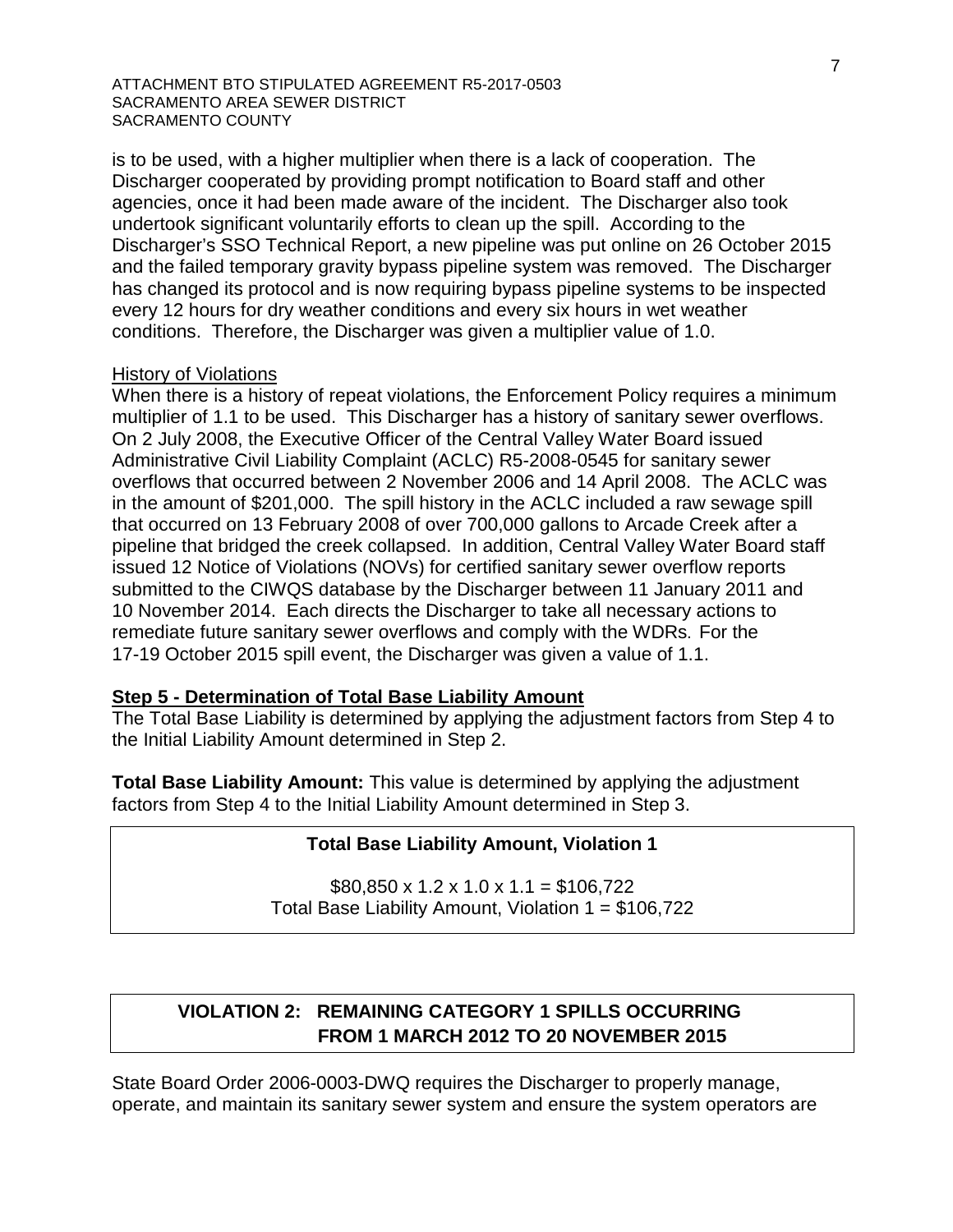is to be used, with a higher multiplier when there is a lack of cooperation. The Discharger cooperated by providing prompt notification to Board staff and other agencies, once it had been made aware of the incident. The Discharger also took undertook significant voluntarily efforts to clean up the spill. According to the Discharger's SSO Technical Report, a new pipeline was put online on 26 October 2015 and the failed temporary gravity bypass pipeline system was removed. The Discharger has changed its protocol and is now requiring bypass pipeline systems to be inspected every 12 hours for dry weather conditions and every six hours in wet weather conditions. Therefore, the Discharger was given a multiplier value of 1.0.

History of Violations

When there is a history of repeat violations, the Enforcement Policy requires a minimum multiplier of 1.1 to be used. This Discharger has a history of sanitary sewer overflows. On 2 July 2008, the Executive Officer of the Central Valley Water Board issued Administrative Civil Liability Complaint (ACLC) R5-2008-0545 for sanitary sewer overflows that occurred between 2 November 2006 and 14 April 2008. The ACLC was in the amount of $201,000. The spill history in the ACLC included a raw sewage spill that occurred on 13 February 2008 of over 700,000 gallons to Arcade Creek after a pipeline that bridged the creek collapsed. In addition, Central Valley Water Board staff issued 12 Notice of Violations (NOVs) for certified sanitary sewer overflow reports submitted to the CIWQS database by the Discharger between 11 January 2011 and 10 November 2014. Each directs the Discharger to take all necessary actions to remediate future sanitary sewer overflows and comply with the WDRs. For the 17-19 October 2015 spill event, the Discharger was given a value of 1.1.

**Step 5 - Determination of Total Base Liability Amount**

The Total Base Liability is determined by applying the adjustment factors from Step 4 to the Initial Liability Amount determined in Step 2.

**Total Base Liability Amount:** This value is determined by applying the adjustment factors from Step 4 to the Initial Liability Amount determined in Step 3.

**Total Base Liability Amount, Violation 1**

$80,850 x 1.2 x 1.0 x 1.1 = $106,722
Total Base Liability Amount, Violation 1 = $106,722

**VIOLATION 2: REMAINING CATEGORY 1 SPILLS OCCURRING FROM 1 MARCH 2012 TO 20 NOVEMBER 2015**

State Board Order 2006-0003-DWQ requires the Discharger to properly manage, operate, and maintain its sanitary sewer system and ensure the system operators are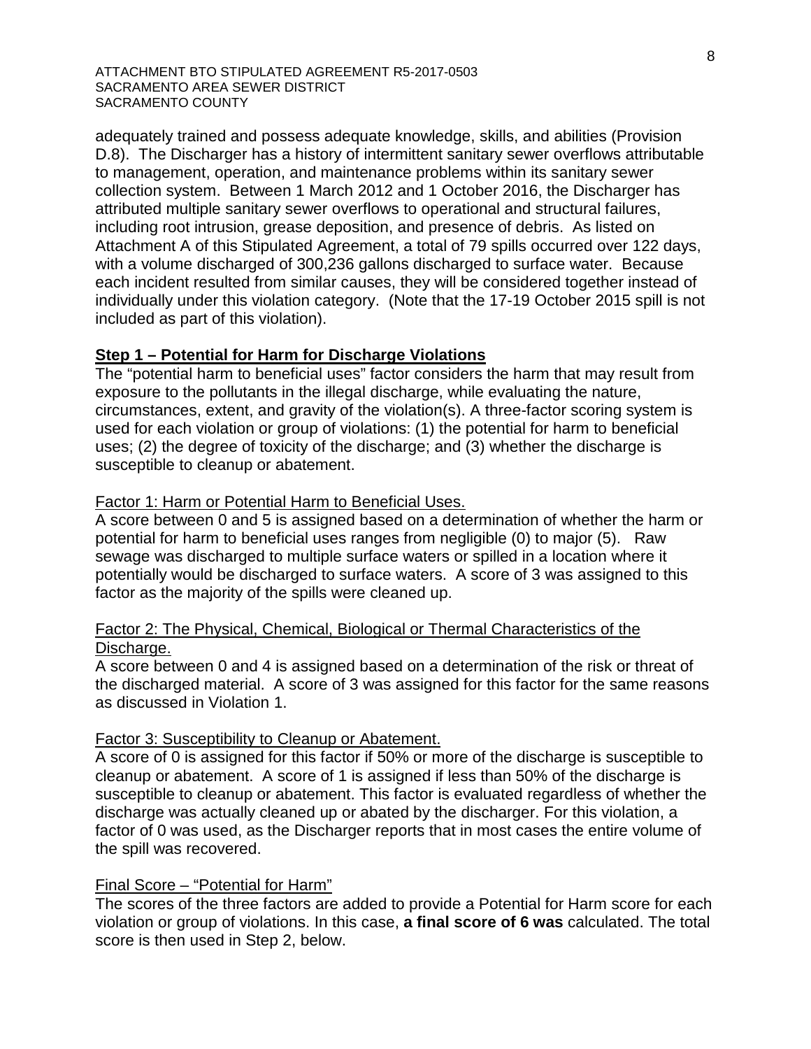adequately trained and possess adequate knowledge, skills, and abilities (Provision D.8). The Discharger has a history of intermittent sanitary sewer overflows attributable to management, operation, and maintenance problems within its sanitary sewer collection system. Between 1 March 2012 and 1 October 2016, the Discharger has attributed multiple sanitary sewer overflows to operational and structural failures, including root intrusion, grease deposition, and presence of debris. As listed on Attachment A of this Stipulated Agreement, a total of 79 spills occurred over 122 days, with a volume discharged of 300,236 gallons discharged to surface water. Because each incident resulted from similar causes, they will be considered together instead of individually under this violation category. (Note that the 17-19 October 2015 spill is not included as part of this violation).

## Step 1 – Potential for Harm for Discharge Violations

The "potential harm to beneficial uses" factor considers the harm that may result from exposure to the pollutants in the illegal discharge, while evaluating the nature, circumstances, extent, and gravity of the violation(s). A three-factor scoring system is used for each violation or group of violations: (1) the potential for harm to beneficial uses; (2) the degree of toxicity of the discharge; and (3) whether the discharge is susceptible to cleanup or abatement.

### Factor 1: Harm or Potential Harm to Beneficial Uses.

A score between 0 and 5 is assigned based on a determination of whether the harm or potential for harm to beneficial uses ranges from negligible (0) to major (5). Raw sewage was discharged to multiple surface waters or spilled in a location where it potentially would be discharged to surface waters. A score of 3 was assigned to this factor as the majority of the spills were cleaned up.

### Factor 2: The Physical, Chemical, Biological or Thermal Characteristics of the Discharge.

A score between 0 and 4 is assigned based on a determination of the risk or threat of the discharged material. A score of 3 was assigned for this factor for the same reasons as discussed in Violation 1.

### Factor 3: Susceptibility to Cleanup or Abatement.

A score of 0 is assigned for this factor if 50% or more of the discharge is susceptible to cleanup or abatement. A score of 1 is assigned if less than 50% of the discharge is susceptible to cleanup or abatement. This factor is evaluated regardless of whether the discharge was actually cleaned up or abated by the discharger. For this violation, a factor of 0 was used, as the Discharger reports that in most cases the entire volume of the spill was recovered.

### Final Score – "Potential for Harm"

The scores of the three factors are added to provide a Potential for Harm score for each violation or group of violations. In this case, **a final score of 6 was** calculated. The total score is then used in Step 2, below.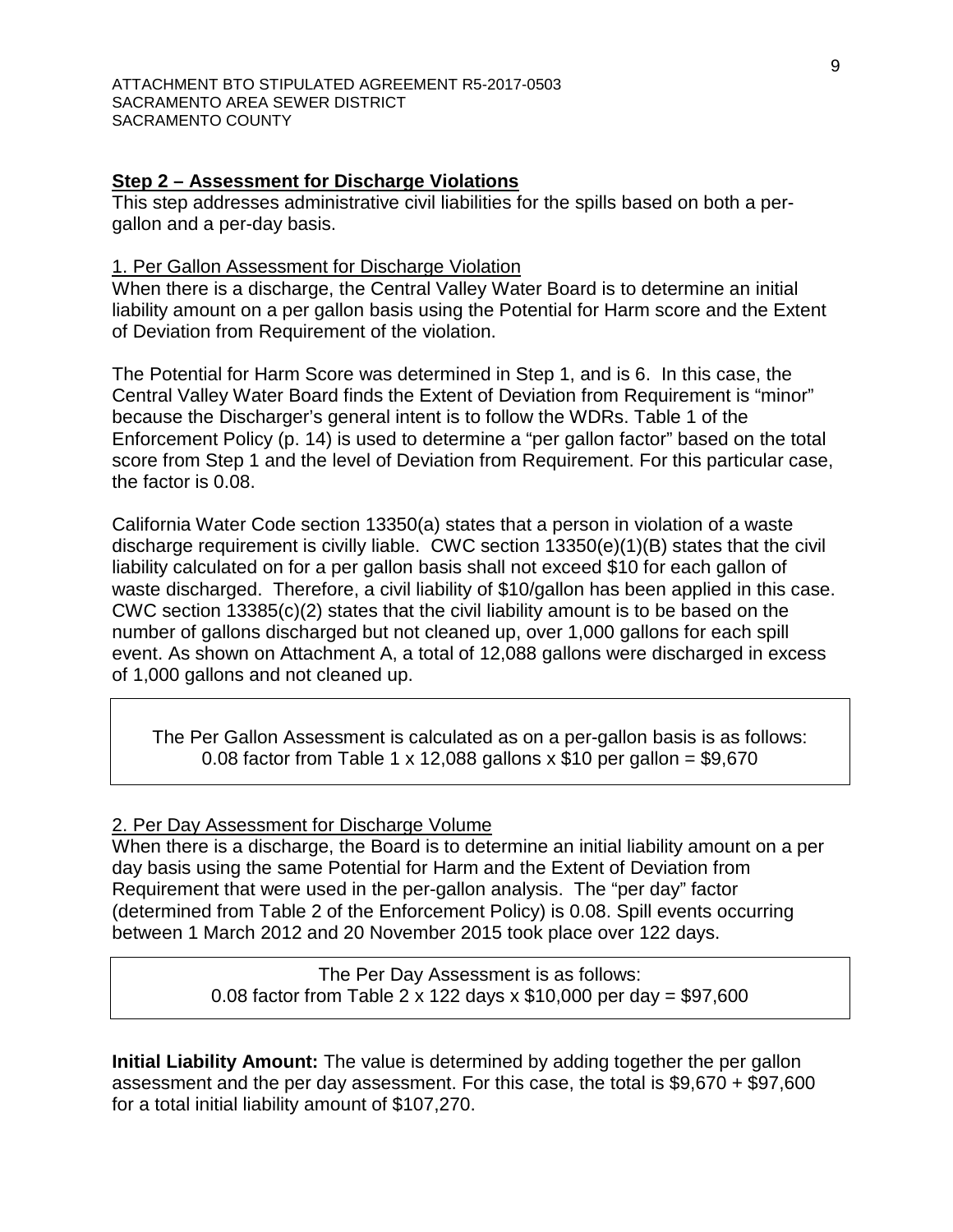## Step 2 – Assessment for Discharge Violations

This step addresses administrative civil liabilities for the spills based on both a per-gallon and a per-day basis.

1. Per Gallon Assessment for Discharge Violation

When there is a discharge, the Central Valley Water Board is to determine an initial liability amount on a per gallon basis using the Potential for Harm score and the Extent of Deviation from Requirement of the violation.

The Potential for Harm Score was determined in Step 1, and is 6. In this case, the Central Valley Water Board finds the Extent of Deviation from Requirement is "minor" because the Discharger's general intent is to follow the WDRs. Table 1 of the Enforcement Policy (p. 14) is used to determine a "per gallon factor" based on the total score from Step 1 and the level of Deviation from Requirement. For this particular case, the factor is 0.08.

California Water Code section 13350(a) states that a person in violation of a waste discharge requirement is civilly liable. CWC section 13350(e)(1)(B) states that the civil liability calculated on for a per gallon basis shall not exceed $10 for each gallon of waste discharged. Therefore, a civil liability of $10/gallon has been applied in this case. CWC section 13385(c)(2) states that the civil liability amount is to be based on the number of gallons discharged but not cleaned up, over 1,000 gallons for each spill event. As shown on Attachment A, a total of 12,088 gallons were discharged in excess of 1,000 gallons and not cleaned up.

> The Per Gallon Assessment is calculated as on a per-gallon basis is as follows:
> 0.08 factor from Table 1 x 12,088 gallons x $10 per gallon = $9,670

2. Per Day Assessment for Discharge Volume

When there is a discharge, the Board is to determine an initial liability amount on a per day basis using the same Potential for Harm and the Extent of Deviation from Requirement that were used in the per-gallon analysis. The "per day" factor (determined from Table 2 of the Enforcement Policy) is 0.08. Spill events occurring between 1 March 2012 and 20 November 2015 took place over 122 days.

> The Per Day Assessment is as follows:
> 0.08 factor from Table 2 x 122 days x $10,000 per day = $97,600

**Initial Liability Amount:** The value is determined by adding together the per gallon assessment and the per day assessment. For this case, the total is $9,670 + $97,600 for a total initial liability amount of $107,270.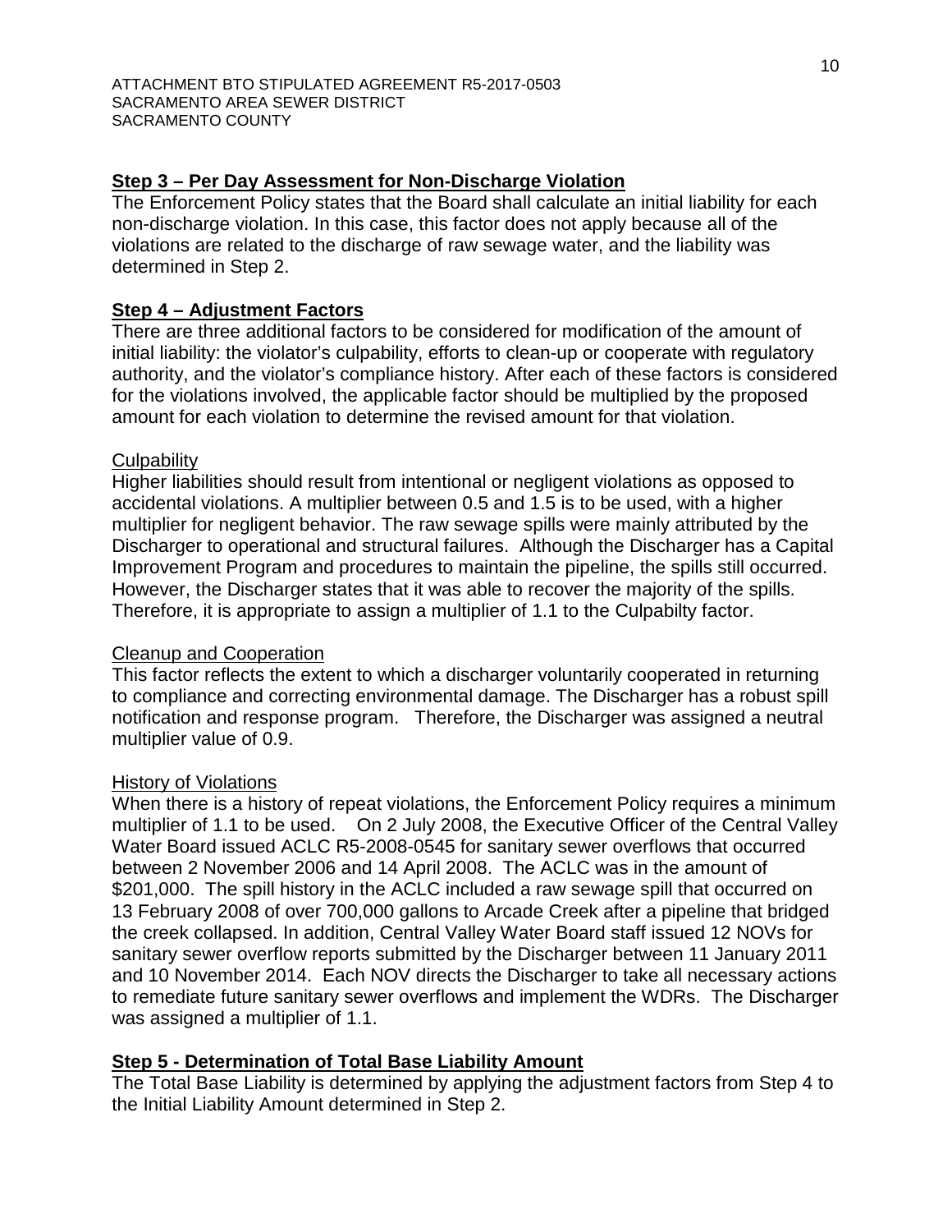## Step 3 – Per Day Assessment for Non-Discharge Violation

The Enforcement Policy states that the Board shall calculate an initial liability for each non-discharge violation. In this case, this factor does not apply because all of the violations are related to the discharge of raw sewage water, and the liability was determined in Step 2.

## Step 4 – Adjustment Factors

There are three additional factors to be considered for modification of the amount of initial liability: the violator's culpability, efforts to clean-up or cooperate with regulatory authority, and the violator's compliance history. After each of these factors is considered for the violations involved, the applicable factor should be multiplied by the proposed amount for each violation to determine the revised amount for that violation.

### Culpability

Higher liabilities should result from intentional or negligent violations as opposed to accidental violations. A multiplier between 0.5 and 1.5 is to be used, with a higher multiplier for negligent behavior. The raw sewage spills were mainly attributed by the Discharger to operational and structural failures. Although the Discharger has a Capital Improvement Program and procedures to maintain the pipeline, the spills still occurred. However, the Discharger states that it was able to recover the majority of the spills. Therefore, it is appropriate to assign a multiplier of 1.1 to the Culpabilty factor.

### Cleanup and Cooperation

This factor reflects the extent to which a discharger voluntarily cooperated in returning to compliance and correcting environmental damage. The Discharger has a robust spill notification and response program. Therefore, the Discharger was assigned a neutral multiplier value of 0.9.

### History of Violations

When there is a history of repeat violations, the Enforcement Policy requires a minimum multiplier of 1.1 to be used. On 2 July 2008, the Executive Officer of the Central Valley Water Board issued ACLC R5-2008-0545 for sanitary sewer overflows that occurred between 2 November 2006 and 14 April 2008. The ACLC was in the amount of \$201,000. The spill history in the ACLC included a raw sewage spill that occurred on 13 February 2008 of over 700,000 gallons to Arcade Creek after a pipeline that bridged the creek collapsed. In addition, Central Valley Water Board staff issued 12 NOVs for sanitary sewer overflow reports submitted by the Discharger between 11 January 2011 and 10 November 2014. Each NOV directs the Discharger to take all necessary actions to remediate future sanitary sewer overflows and implement the WDRs. The Discharger was assigned a multiplier of 1.1.

## Step 5 - Determination of Total Base Liability Amount

The Total Base Liability is determined by applying the adjustment factors from Step 4 to the Initial Liability Amount determined in Step 2.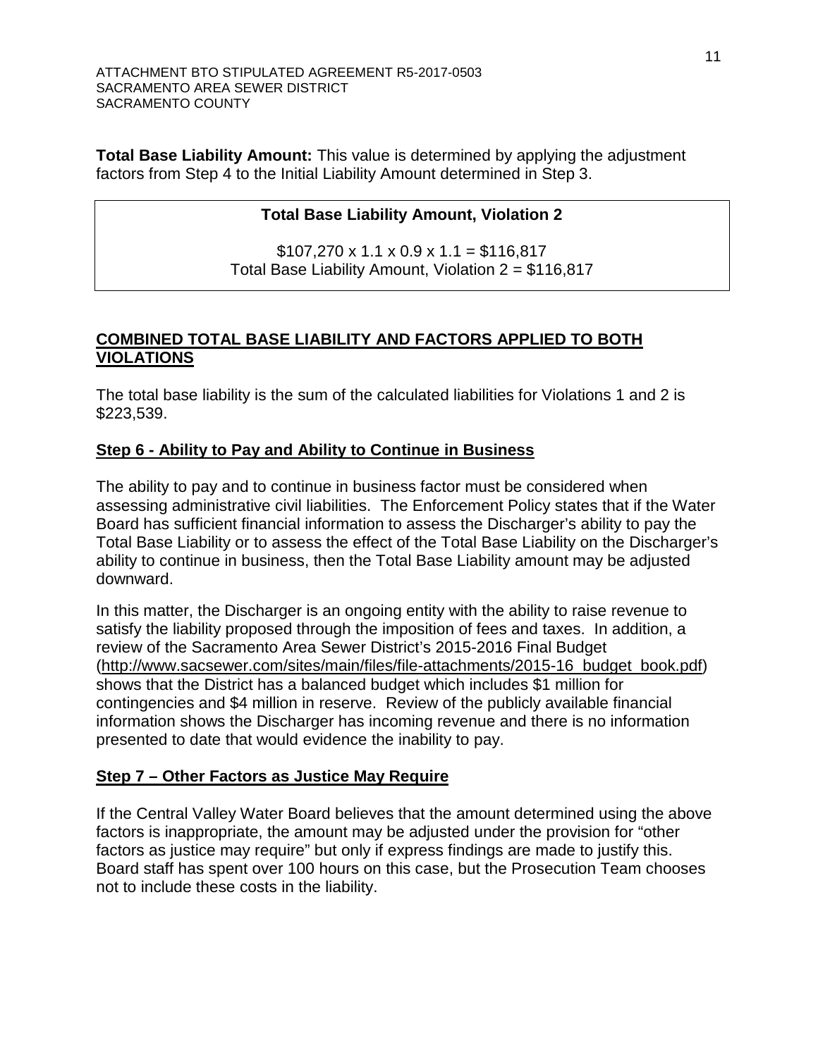**Total Base Liability Amount:** This value is determined by applying the adjustment factors from Step 4 to the Initial Liability Amount determined in Step 3.

**Total Base Liability Amount, Violation 2**

$107,270 x 1.1 x 0.9 x 1.1 = $116,817
Total Base Liability Amount, Violation 2 = $116,817

## COMBINED TOTAL BASE LIABILITY AND FACTORS APPLIED TO BOTH VIOLATIONS

The total base liability is the sum of the calculated liabilities for Violations 1 and 2 is $223,539.

### Step 6 - Ability to Pay and Ability to Continue in Business

The ability to pay and to continue in business factor must be considered when assessing administrative civil liabilities. The Enforcement Policy states that if the Water Board has sufficient financial information to assess the Discharger's ability to pay the Total Base Liability or to assess the effect of the Total Base Liability on the Discharger's ability to continue in business, then the Total Base Liability amount may be adjusted downward.

In this matter, the Discharger is an ongoing entity with the ability to raise revenue to satisfy the liability proposed through the imposition of fees and taxes. In addition, a review of the Sacramento Area Sewer District's 2015-2016 Final Budget (http://www.sacsewer.com/sites/main/files/file-attachments/2015-16_budget_book.pdf) shows that the District has a balanced budget which includes $1 million for contingencies and $4 million in reserve. Review of the publicly available financial information shows the Discharger has incoming revenue and there is no information presented to date that would evidence the inability to pay.

### Step 7 – Other Factors as Justice May Require

If the Central Valley Water Board believes that the amount determined using the above factors is inappropriate, the amount may be adjusted under the provision for "other factors as justice may require" but only if express findings are made to justify this. Board staff has spent over 100 hours on this case, but the Prosecution Team chooses not to include these costs in the liability.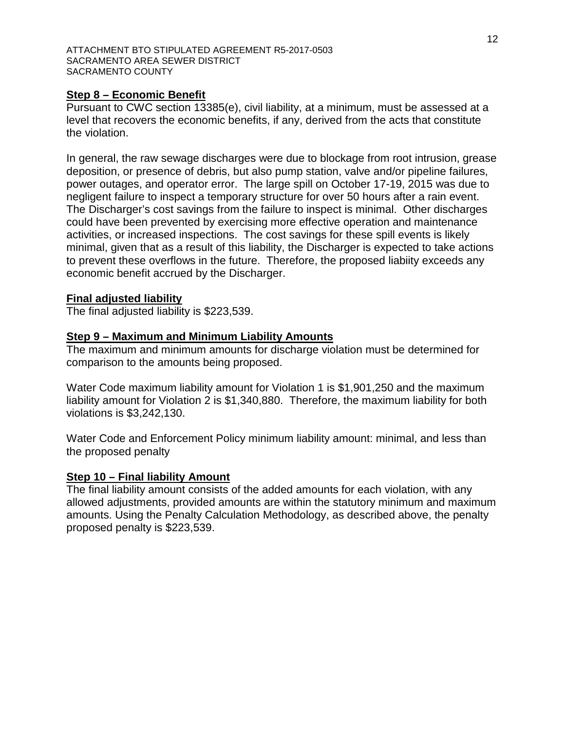**Step 8 – Economic Benefit**

Pursuant to CWC section 13385(e), civil liability, at a minimum, must be assessed at a level that recovers the economic benefits, if any, derived from the acts that constitute the violation.

In general, the raw sewage discharges were due to blockage from root intrusion, grease deposition, or presence of debris, but also pump station, valve and/or pipeline failures, power outages, and operator error. The large spill on October 17-19, 2015 was due to negligent failure to inspect a temporary structure for over 50 hours after a rain event. The Discharger's cost savings from the failure to inspect is minimal. Other discharges could have been prevented by exercising more effective operation and maintenance activities, or increased inspections. The cost savings for these spill events is likely minimal, given that as a result of this liability, the Discharger is expected to take actions to prevent these overflows in the future. Therefore, the proposed liabiity exceeds any economic benefit accrued by the Discharger.

**Final adjusted liability**

The final adjusted liability is $223,539.

**Step 9 – Maximum and Minimum Liability Amounts**

The maximum and minimum amounts for discharge violation must be determined for comparison to the amounts being proposed.

Water Code maximum liability amount for Violation 1 is $1,901,250 and the maximum liability amount for Violation 2 is $1,340,880. Therefore, the maximum liability for both violations is $3,242,130.

Water Code and Enforcement Policy minimum liability amount: minimal, and less than the proposed penalty

**Step 10 – Final liability Amount**

The final liability amount consists of the added amounts for each violation, with any allowed adjustments, provided amounts are within the statutory minimum and maximum amounts. Using the Penalty Calculation Methodology, as described above, the penalty proposed penalty is $223,539.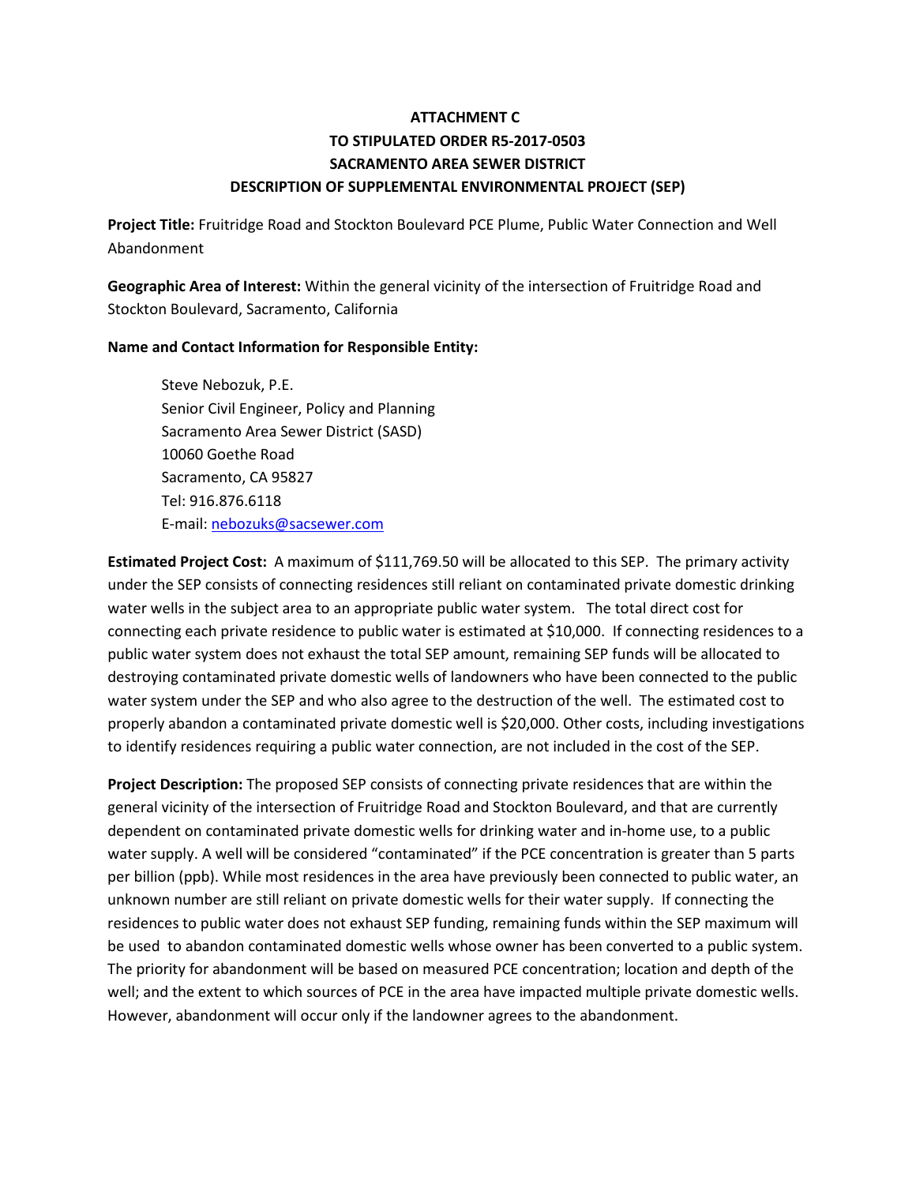**ATTACHMENT C**
**TO STIPULATED ORDER R5-2017-0503**
**SACRAMENTO AREA SEWER DISTRICT**
**DESCRIPTION OF SUPPLEMENTAL ENVIRONMENTAL PROJECT (SEP)**

**Project Title:** Fruitridge Road and Stockton Boulevard PCE Plume, Public Water Connection and Well Abandonment

**Geographic Area of Interest:** Within the general vicinity of the intersection of Fruitridge Road and Stockton Boulevard, Sacramento, California

**Name and Contact Information for Responsible Entity:**

Steve Nebozuk, P.E.
Senior Civil Engineer, Policy and Planning
Sacramento Area Sewer District (SASD)
10060 Goethe Road
Sacramento, CA 95827
Tel: 916.876.6118
E-mail: nebozuks@sacsewer.com

**Estimated Project Cost:** A maximum of $111,769.50 will be allocated to this SEP. The primary activity under the SEP consists of connecting residences still reliant on contaminated private domestic drinking water wells in the subject area to an appropriate public water system. The total direct cost for connecting each private residence to public water is estimated at $10,000. If connecting residences to a public water system does not exhaust the total SEP amount, remaining SEP funds will be allocated to destroying contaminated private domestic wells of landowners who have been connected to the public water system under the SEP and who also agree to the destruction of the well. The estimated cost to properly abandon a contaminated private domestic well is $20,000. Other costs, including investigations to identify residences requiring a public water connection, are not included in the cost of the SEP.

**Project Description:** The proposed SEP consists of connecting private residences that are within the general vicinity of the intersection of Fruitridge Road and Stockton Boulevard, and that are currently dependent on contaminated private domestic wells for drinking water and in-home use, to a public water supply. A well will be considered "contaminated" if the PCE concentration is greater than 5 parts per billion (ppb). While most residences in the area have previously been connected to public water, an unknown number are still reliant on private domestic wells for their water supply. If connecting the residences to public water does not exhaust SEP funding, remaining funds within the SEP maximum will be used to abandon contaminated domestic wells whose owner has been converted to a public system. The priority for abandonment will be based on measured PCE concentration; location and depth of the well; and the extent to which sources of PCE in the area have impacted multiple private domestic wells. However, abandonment will occur only if the landowner agrees to the abandonment.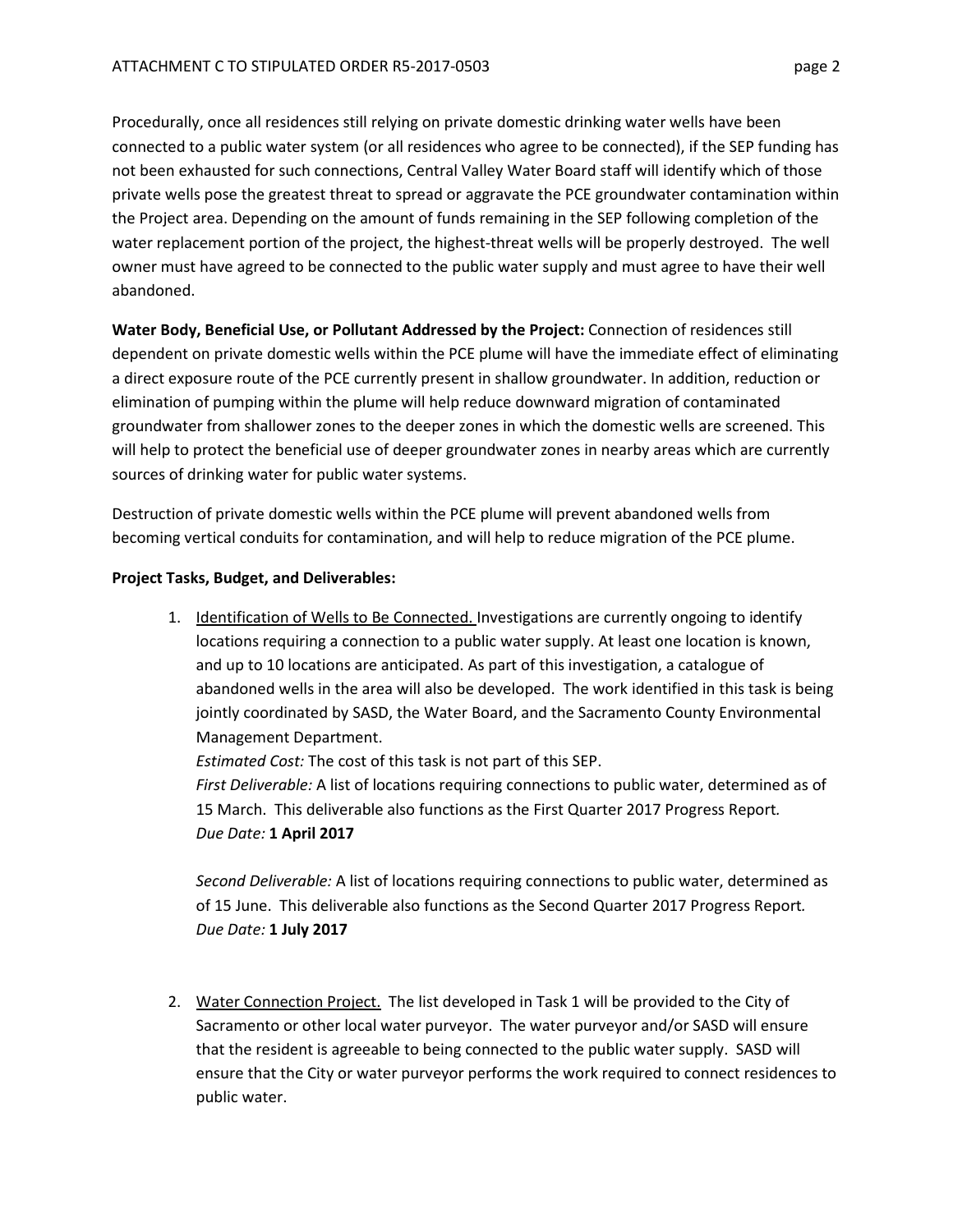Procedurally, once all residences still relying on private domestic drinking water wells have been connected to a public water system (or all residences who agree to be connected), if the SEP funding has not been exhausted for such connections, Central Valley Water Board staff will identify which of those private wells pose the greatest threat to spread or aggravate the PCE groundwater contamination within the Project area. Depending on the amount of funds remaining in the SEP following completion of the water replacement portion of the project, the highest-threat wells will be properly destroyed. The well owner must have agreed to be connected to the public water supply and must agree to have their well abandoned.

**Water Body, Beneficial Use, or Pollutant Addressed by the Project:** Connection of residences still dependent on private domestic wells within the PCE plume will have the immediate effect of eliminating a direct exposure route of the PCE currently present in shallow groundwater. In addition, reduction or elimination of pumping within the plume will help reduce downward migration of contaminated groundwater from shallower zones to the deeper zones in which the domestic wells are screened. This will help to protect the beneficial use of deeper groundwater zones in nearby areas which are currently sources of drinking water for public water systems.

Destruction of private domestic wells within the PCE plume will prevent abandoned wells from becoming vertical conduits for contamination, and will help to reduce migration of the PCE plume.

**Project Tasks, Budget, and Deliverables:**

1. Identification of Wells to Be Connected. Investigations are currently ongoing to identify locations requiring a connection to a public water supply. At least one location is known, and up to 10 locations are anticipated. As part of this investigation, a catalogue of abandoned wells in the area will also be developed. The work identified in this task is being jointly coordinated by SASD, the Water Board, and the Sacramento County Environmental Management Department.
   *Estimated Cost:* The cost of this task is not part of this SEP.
   *First Deliverable:* A list of locations requiring connections to public water, determined as of 15 March. This deliverable also functions as the First Quarter 2017 Progress Report.
   *Due Date:* **1 April 2017**

   *Second Deliverable:* A list of locations requiring connections to public water, determined as of 15 June. This deliverable also functions as the Second Quarter 2017 Progress Report.
   *Due Date:* **1 July 2017**

2. Water Connection Project. The list developed in Task 1 will be provided to the City of Sacramento or other local water purveyor. The water purveyor and/or SASD will ensure that the resident is agreeable to being connected to the public water supply. SASD will ensure that the City or water purveyor performs the work required to connect residences to public water.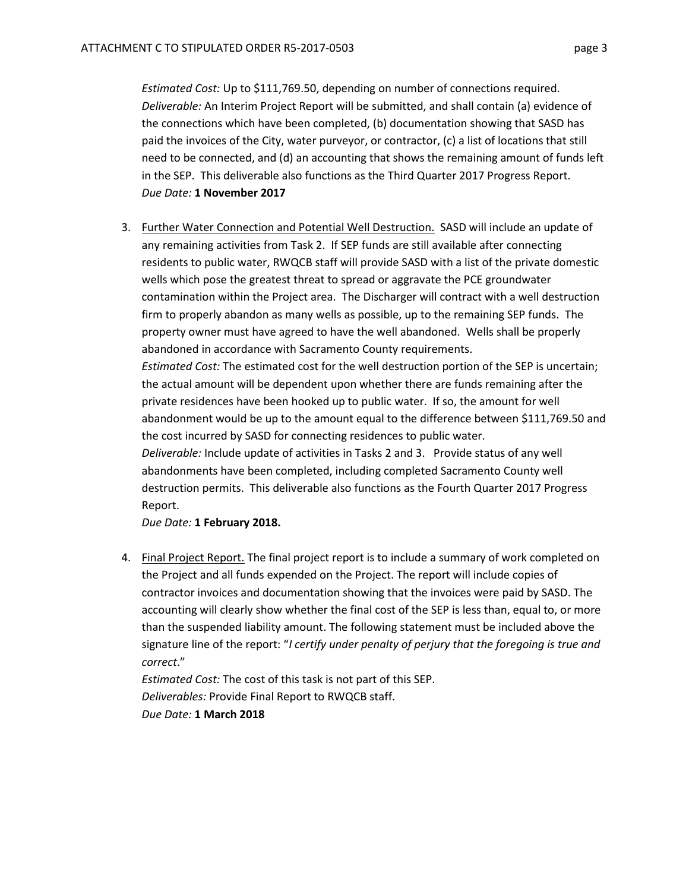*Estimated Cost:* Up to $111,769.50, depending on number of connections required.
*Deliverable:* An Interim Project Report will be submitted, and shall contain (a) evidence of the connections which have been completed, (b) documentation showing that SASD has paid the invoices of the City, water purveyor, or contractor, (c) a list of locations that still need to be connected, and (d) an accounting that shows the remaining amount of funds left in the SEP. This deliverable also functions as the Third Quarter 2017 Progress Report.
*Due Date:* **1 November 2017**

3. Further Water Connection and Potential Well Destruction. SASD will include an update of any remaining activities from Task 2. If SEP funds are still available after connecting residents to public water, RWQCB staff will provide SASD with a list of the private domestic wells which pose the greatest threat to spread or aggravate the PCE groundwater contamination within the Project area. The Discharger will contract with a well destruction firm to properly abandon as many wells as possible, up to the remaining SEP funds. The property owner must have agreed to have the well abandoned. Wells shall be properly abandoned in accordance with Sacramento County requirements.
   *Estimated Cost:* The estimated cost for the well destruction portion of the SEP is uncertain; the actual amount will be dependent upon whether there are funds remaining after the private residences have been hooked up to public water. If so, the amount for well abandonment would be up to the amount equal to the difference between $111,769.50 and the cost incurred by SASD for connecting residences to public water.
   *Deliverable:* Include update of activities in Tasks 2 and 3. Provide status of any well abandonments have been completed, including completed Sacramento County well destruction permits. This deliverable also functions as the Fourth Quarter 2017 Progress Report.
   *Due Date:* **1 February 2018.**

4. Final Project Report. The final project report is to include a summary of work completed on the Project and all funds expended on the Project. The report will include copies of contractor invoices and documentation showing that the invoices were paid by SASD. The accounting will clearly show whether the final cost of the SEP is less than, equal to, or more than the suspended liability amount. The following statement must be included above the signature line of the report: "*I certify under penalty of perjury that the foregoing is true and correct*."
   *Estimated Cost:* The cost of this task is not part of this SEP.
   *Deliverables:* Provide Final Report to RWQCB staff.
   *Due Date:* **1 March 2018**